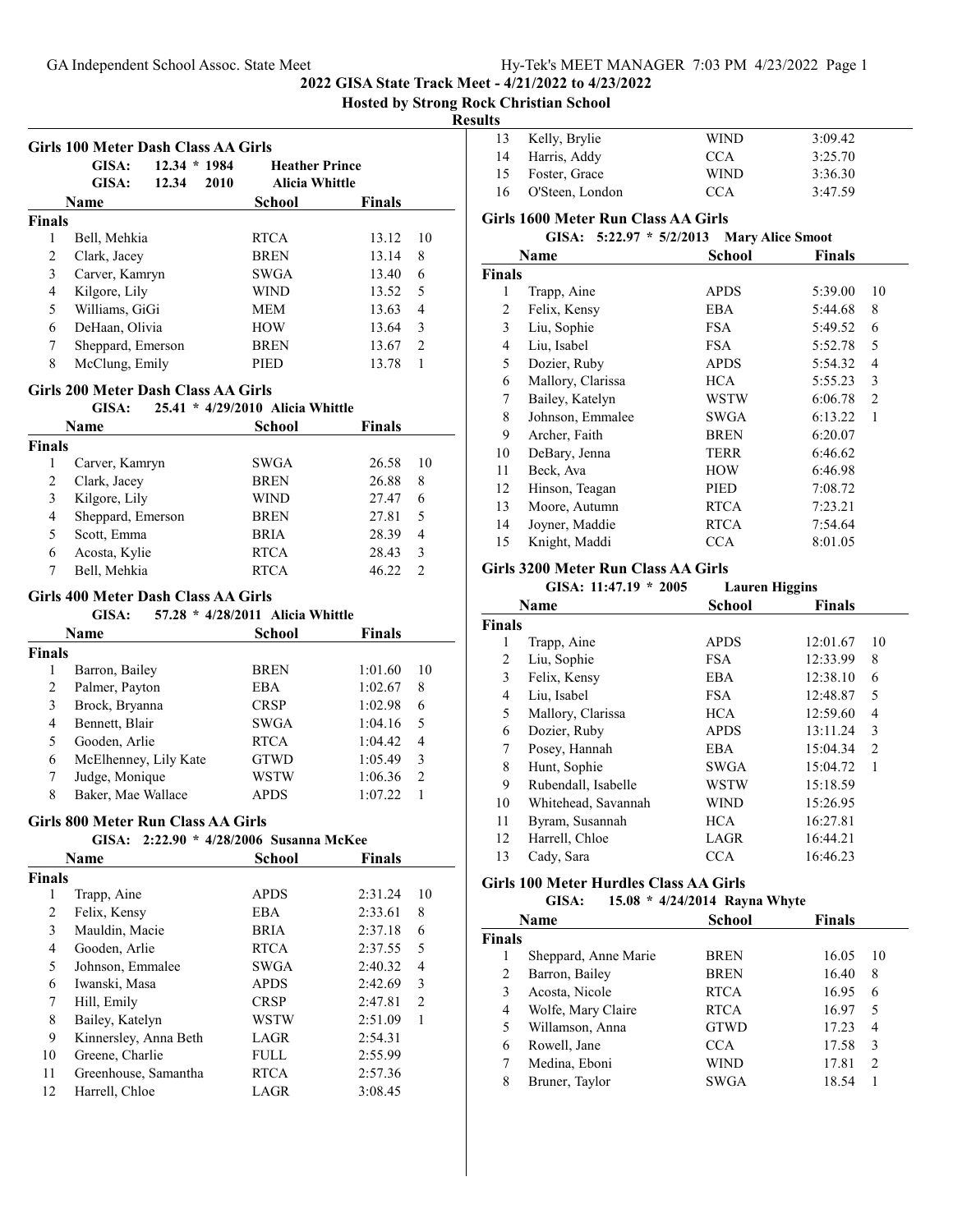2022 GISA State Track Meet - 4/21/2022 to 4/23/2022

Hosted by Strong Rock Christian School

Results

## Girls 100 Meter Dash Class AA Girls

GISA: 12.34 * 1984 Heather Prince
GISA: 12.34 2010 Alicia Whittle

| | Name | School | Finals | |
|---|---|---|---|---|
| **Finals** | | | | |
| 1 | Bell, Mehkia | RTCA | 13.12 | 10 |
| 2 | Clark, Jacey | BREN | 13.14 | 8 |
| 3 | Carver, Kamryn | SWGA | 13.40 | 6 |
| 4 | Kilgore, Lily | WIND | 13.52 | 5 |
| 5 | Williams, GiGi | MEM | 13.63 | 4 |
| 6 | DeHaan, Olivia | HOW | 13.64 | 3 |
| 7 | Sheppard, Emerson | BREN | 13.67 | 2 |
| 8 | McClung, Emily | PIED | 13.78 | 1 |

## Girls 200 Meter Dash Class AA Girls

GISA: 25.41 * 4/29/2010 Alicia Whittle

| | Name | School | Finals | |
|---|---|---|---|---|
| **Finals** | | | | |
| 1 | Carver, Kamryn | SWGA | 26.58 | 10 |
| 2 | Clark, Jacey | BREN | 26.88 | 8 |
| 3 | Kilgore, Lily | WIND | 27.47 | 6 |
| 4 | Sheppard, Emerson | BREN | 27.81 | 5 |
| 5 | Scott, Emma | BRIA | 28.39 | 4 |
| 6 | Acosta, Kylie | RTCA | 28.43 | 3 |
| 7 | Bell, Mehkia | RTCA | 46.22 | 2 |

## Girls 400 Meter Dash Class AA Girls

GISA: 57.28 * 4/28/2011 Alicia Whittle

| | Name | School | Finals | |
|---|---|---|---|---|
| **Finals** | | | | |
| 1 | Barron, Bailey | BREN | 1:01.60 | 10 |
| 2 | Palmer, Payton | EBA | 1:02.67 | 8 |
| 3 | Brock, Bryanna | CRSP | 1:02.98 | 6 |
| 4 | Bennett, Blair | SWGA | 1:04.16 | 5 |
| 5 | Gooden, Arlie | RTCA | 1:04.42 | 4 |
| 6 | McElhenney, Lily Kate | GTWD | 1:05.49 | 3 |
| 7 | Judge, Monique | WSTW | 1:06.36 | 2 |
| 8 | Baker, Mae Wallace | APDS | 1:07.22 | 1 |

## Girls 800 Meter Run Class AA Girls

GISA: 2:22.90 * 4/28/2006 Susanna McKee

| | Name | School | Finals | |
|---|---|---|---|---|
| **Finals** | | | | |
| 1 | Trapp, Aine | APDS | 2:31.24 | 10 |
| 2 | Felix, Kensy | EBA | 2:33.61 | 8 |
| 3 | Mauldin, Macie | BRIA | 2:37.18 | 6 |
| 4 | Gooden, Arlie | RTCA | 2:37.55 | 5 |
| 5 | Johnson, Emmalee | SWGA | 2:40.32 | 4 |
| 6 | Iwanski, Masa | APDS | 2:42.69 | 3 |
| 7 | Hill, Emily | CRSP | 2:47.81 | 2 |
| 8 | Bailey, Katelyn | WSTW | 2:51.09 | 1 |
| 9 | Kinnersley, Anna Beth | LAGR | 2:54.31 | |
| 10 | Greene, Charlie | FULL | 2:55.99 | |
| 11 | Greenhouse, Samantha | RTCA | 2:57.36 | |
| 12 | Harrell, Chloe | LAGR | 3:08.45 | |
| 13 | Kelly, Brylie | WIND | 3:09.42 | |
| 14 | Harris, Addy | CCA | 3:25.70 | |
| 15 | Foster, Grace | WIND | 3:36.30 | |
| 16 | O'Steen, London | CCA | 3:47.59 | |

## Girls 1600 Meter Run Class AA Girls

GISA: 5:22.97 * 5/2/2013 Mary Alice Smoot

| | Name | School | Finals | |
|---|---|---|---|---|
| **Finals** | | | | |
| 1 | Trapp, Aine | APDS | 5:39.00 | 10 |
| 2 | Felix, Kensy | EBA | 5:44.68 | 8 |
| 3 | Liu, Sophie | FSA | 5:49.52 | 6 |
| 4 | Liu, Isabel | FSA | 5:52.78 | 5 |
| 5 | Dozier, Ruby | APDS | 5:54.32 | 4 |
| 6 | Mallory, Clarissa | HCA | 5:55.23 | 3 |
| 7 | Bailey, Katelyn | WSTW | 6:06.78 | 2 |
| 8 | Johnson, Emmalee | SWGA | 6:13.22 | 1 |
| 9 | Archer, Faith | BREN | 6:20.07 | |
| 10 | DeBary, Jenna | TERR | 6:46.62 | |
| 11 | Beck, Ava | HOW | 6:46.98 | |
| 12 | Hinson, Teagan | PIED | 7:08.72 | |
| 13 | Moore, Autumn | RTCA | 7:23.21 | |
| 14 | Joyner, Maddie | RTCA | 7:54.64 | |
| 15 | Knight, Maddi | CCA | 8:01.05 | |

## Girls 3200 Meter Run Class AA Girls

GISA: 11:47.19 * 2005 Lauren Higgins

| | Name | School | Finals | |
|---|---|---|---|---|
| **Finals** | | | | |
| 1 | Trapp, Aine | APDS | 12:01.67 | 10 |
| 2 | Liu, Sophie | FSA | 12:33.99 | 8 |
| 3 | Felix, Kensy | EBA | 12:38.10 | 6 |
| 4 | Liu, Isabel | FSA | 12:48.87 | 5 |
| 5 | Mallory, Clarissa | HCA | 12:59.60 | 4 |
| 6 | Dozier, Ruby | APDS | 13:11.24 | 3 |
| 7 | Posey, Hannah | EBA | 15:04.34 | 2 |
| 8 | Hunt, Sophie | SWGA | 15:04.72 | 1 |
| 9 | Rubendall, Isabelle | WSTW | 15:18.59 | |
| 10 | Whitehead, Savannah | WIND | 15:26.95 | |
| 11 | Byram, Susannah | HCA | 16:27.81 | |
| 12 | Harrell, Chloe | LAGR | 16:44.21 | |
| 13 | Cady, Sara | CCA | 16:46.23 | |

## Girls 100 Meter Hurdles Class AA Girls

GISA: 15.08 * 4/24/2014 Rayna Whyte

| | Name | School | Finals | |
|---|---|---|---|---|
| **Finals** | | | | |
| 1 | Sheppard, Anne Marie | BREN | 16.05 | 10 |
| 2 | Barron, Bailey | BREN | 16.40 | 8 |
| 3 | Acosta, Nicole | RTCA | 16.95 | 6 |
| 4 | Wolfe, Mary Claire | RTCA | 16.97 | 5 |
| 5 | Willamson, Anna | GTWD | 17.23 | 4 |
| 6 | Rowell, Jane | CCA | 17.58 | 3 |
| 7 | Medina, Eboni | WIND | 17.81 | 2 |
| 8 | Bruner, Taylor | SWGA | 18.54 | 1 |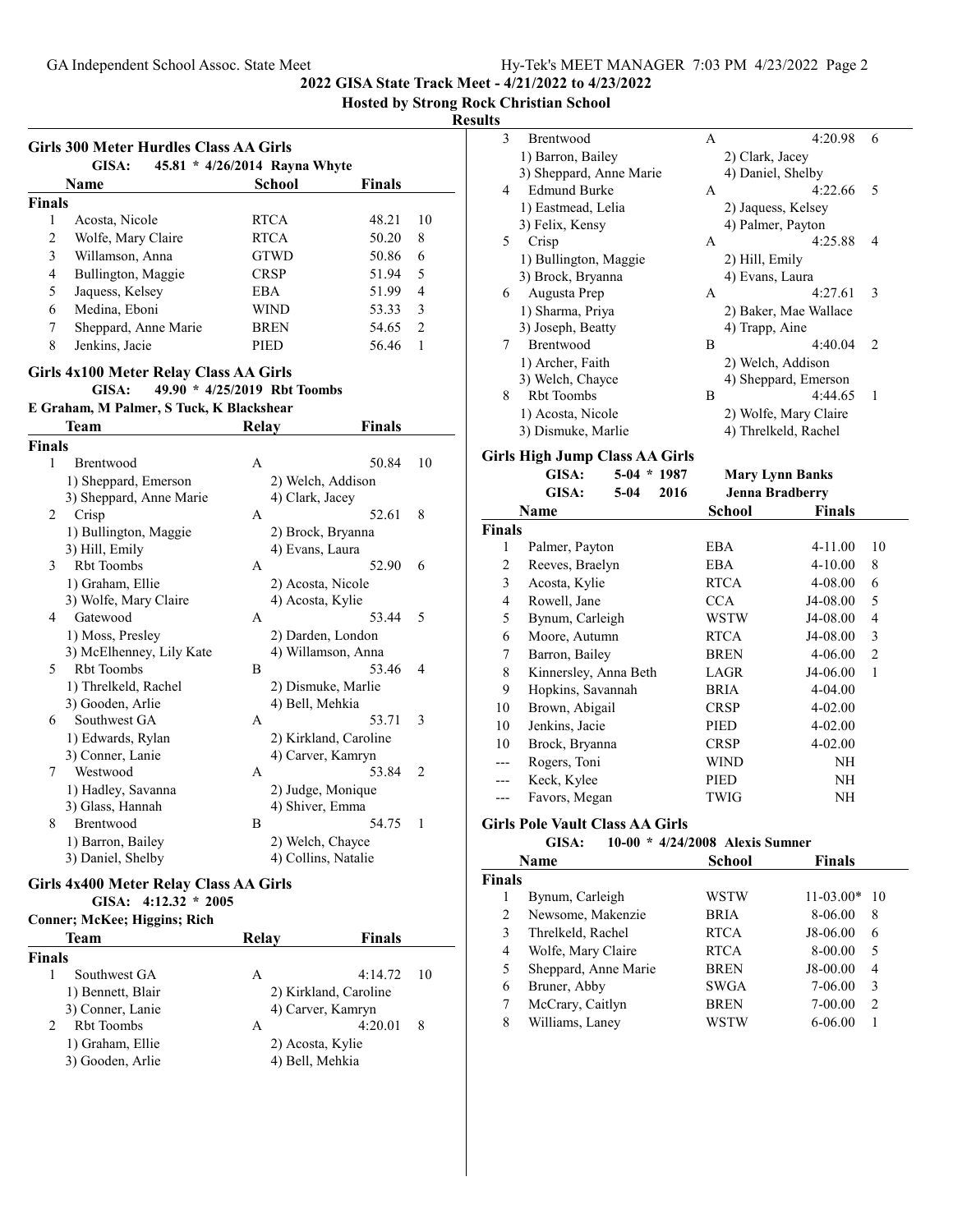**2022 GISA State Track Meet - 4/21/2022 to 4/23/2022**

**Hosted by Strong Rock Christian School**

**Results**

## Girls 300 Meter Hurdles Class AA Girls

GISA: 45.81 * 4/26/2014 Rayna Whyte

| | Name | School | Finals | |
|---|---|---|---|---|
| **Finals** | | | | |
| 1 | Acosta, Nicole | RTCA | 48.21 | 10 |
| 2 | Wolfe, Mary Claire | RTCA | 50.20 | 8 |
| 3 | Willamson, Anna | GTWD | 50.86 | 6 |
| 4 | Bullington, Maggie | CRSP | 51.94 | 5 |
| 5 | Jaquess, Kelsey | EBA | 51.99 | 4 |
| 6 | Medina, Eboni | WIND | 53.33 | 3 |
| 7 | Sheppard, Anne Marie | BREN | 54.65 | 2 |
| 8 | Jenkins, Jacie | PIED | 56.46 | 1 |

## Girls 4x100 Meter Relay Class AA Girls

GISA: 49.90 * 4/25/2019 Rbt Toombs

E Graham, M Palmer, S Tuck, K Blackshear

| | Team | Relay | Finals | |
|---|---|---|---|---|
| **Finals** | | | | |
| 1 | Brentwood | A | 50.84 | 10 |
| | 1) Sheppard, Emerson | 2) Welch, Addison | | |
| | 3) Sheppard, Anne Marie | 4) Clark, Jacey | | |
| 2 | Crisp | A | 52.61 | 8 |
| | 1) Bullington, Maggie | 2) Brock, Bryanna | | |
| | 3) Hill, Emily | 4) Evans, Laura | | |
| 3 | Rbt Toombs | A | 52.90 | 6 |
| | 1) Graham, Ellie | 2) Acosta, Nicole | | |
| | 3) Wolfe, Mary Claire | 4) Acosta, Kylie | | |
| 4 | Gatewood | A | 53.44 | 5 |
| | 1) Moss, Presley | 2) Darden, London | | |
| | 3) McElhenney, Lily Kate | 4) Willamson, Anna | | |
| 5 | Rbt Toombs | B | 53.46 | 4 |
| | 1) Threlkeld, Rachel | 2) Dismuke, Marlie | | |
| | 3) Gooden, Arlie | 4) Bell, Mehkia | | |
| 6 | Southwest GA | A | 53.71 | 3 |
| | 1) Edwards, Rylan | 2) Kirkland, Caroline | | |
| | 3) Conner, Lanie | 4) Carver, Kamryn | | |
| 7 | Westwood | A | 53.84 | 2 |
| | 1) Hadley, Savanna | 2) Judge, Monique | | |
| | 3) Glass, Hannah | 4) Shiver, Emma | | |
| 8 | Brentwood | B | 54.75 | 1 |
| | 1) Barron, Bailey | 2) Welch, Chayce | | |
| | 3) Daniel, Shelby | 4) Collins, Natalie | | |

## Girls 4x400 Meter Relay Class AA Girls

GISA: 4:12.32 * 2005

Conner; McKee; Higgins; Rich

| | Team | Relay | Finals | |
|---|---|---|---|---|
| **Finals** | | | | |
| 1 | Southwest GA | A | 4:14.72 | 10 |
| | 1) Bennett, Blair | 2) Kirkland, Caroline | | |
| | 3) Conner, Lanie | 4) Carver, Kamryn | | |
| 2 | Rbt Toombs | A | 4:20.01 | 8 |
| | 1) Graham, Ellie | 2) Acosta, Kylie | | |
| | 3) Gooden, Arlie | 4) Bell, Mehkia | | |
| 3 | Brentwood | A | 4:20.98 | 6 |
| | 1) Barron, Bailey | 2) Clark, Jacey | | |
| | 3) Sheppard, Anne Marie | 4) Daniel, Shelby | | |
| 4 | Edmund Burke | A | 4:22.66 | 5 |
| | 1) Eastmead, Lelia | 2) Jaquess, Kelsey | | |
| | 3) Felix, Kensy | 4) Palmer, Payton | | |
| 5 | Crisp | A | 4:25.88 | 4 |
| | 1) Bullington, Maggie | 2) Hill, Emily | | |
| | 3) Brock, Bryanna | 4) Evans, Laura | | |
| 6 | Augusta Prep | A | 4:27.61 | 3 |
| | 1) Sharma, Priya | 2) Baker, Mae Wallace | | |
| | 3) Joseph, Beatty | 4) Trapp, Aine | | |
| 7 | Brentwood | B | 4:40.04 | 2 |
| | 1) Archer, Faith | 2) Welch, Addison | | |
| | 3) Welch, Chayce | 4) Sheppard, Emerson | | |
| 8 | Rbt Toombs | B | 4:44.65 | 1 |
| | 1) Acosta, Nicole | 2) Wolfe, Mary Claire | | |
| | 3) Dismuke, Marlie | 4) Threlkeld, Rachel | | |

## Girls High Jump Class AA Girls

GISA: 5-04 * 1987 Mary Lynn Banks

GISA: 5-04 2016 Jenna Bradberry

| | Name | School | Finals | |
|---|---|---|---|---|
| **Finals** | | | | |
| 1 | Palmer, Payton | EBA | 4-11.00 | 10 |
| 2 | Reeves, Braelyn | EBA | 4-10.00 | 8 |
| 3 | Acosta, Kylie | RTCA | 4-08.00 | 6 |
| 4 | Rowell, Jane | CCA | J4-08.00 | 5 |
| 5 | Bynum, Carleigh | WSTW | J4-08.00 | 4 |
| 6 | Moore, Autumn | RTCA | J4-08.00 | 3 |
| 7 | Barron, Bailey | BREN | 4-06.00 | 2 |
| 8 | Kinnersley, Anna Beth | LAGR | J4-06.00 | 1 |
| 9 | Hopkins, Savannah | BRIA | 4-04.00 | |
| 10 | Brown, Abigail | CRSP | 4-02.00 | |
| 10 | Jenkins, Jacie | PIED | 4-02.00 | |
| 10 | Brock, Bryanna | CRSP | 4-02.00 | |
| --- | Rogers, Toni | WIND | NH | |
| --- | Keck, Kylee | PIED | NH | |
| --- | Favors, Megan | TWIG | NH | |

## Girls Pole Vault Class AA Girls

GISA: 10-00 * 4/24/2008 Alexis Sumner

| | Name | School | Finals | |
|---|---|---|---|---|
| **Finals** | | | | |
| 1 | Bynum, Carleigh | WSTW | 11-03.00* | 10 |
| 2 | Newsome, Makenzie | BRIA | 8-06.00 | 8 |
| 3 | Threlkeld, Rachel | RTCA | J8-06.00 | 6 |
| 4 | Wolfe, Mary Claire | RTCA | 8-00.00 | 5 |
| 5 | Sheppard, Anne Marie | BREN | J8-00.00 | 4 |
| 6 | Bruner, Abby | SWGA | 7-06.00 | 3 |
| 7 | McCrary, Caitlyn | BREN | 7-00.00 | 2 |
| 8 | Williams, Laney | WSTW | 6-06.00 | 1 |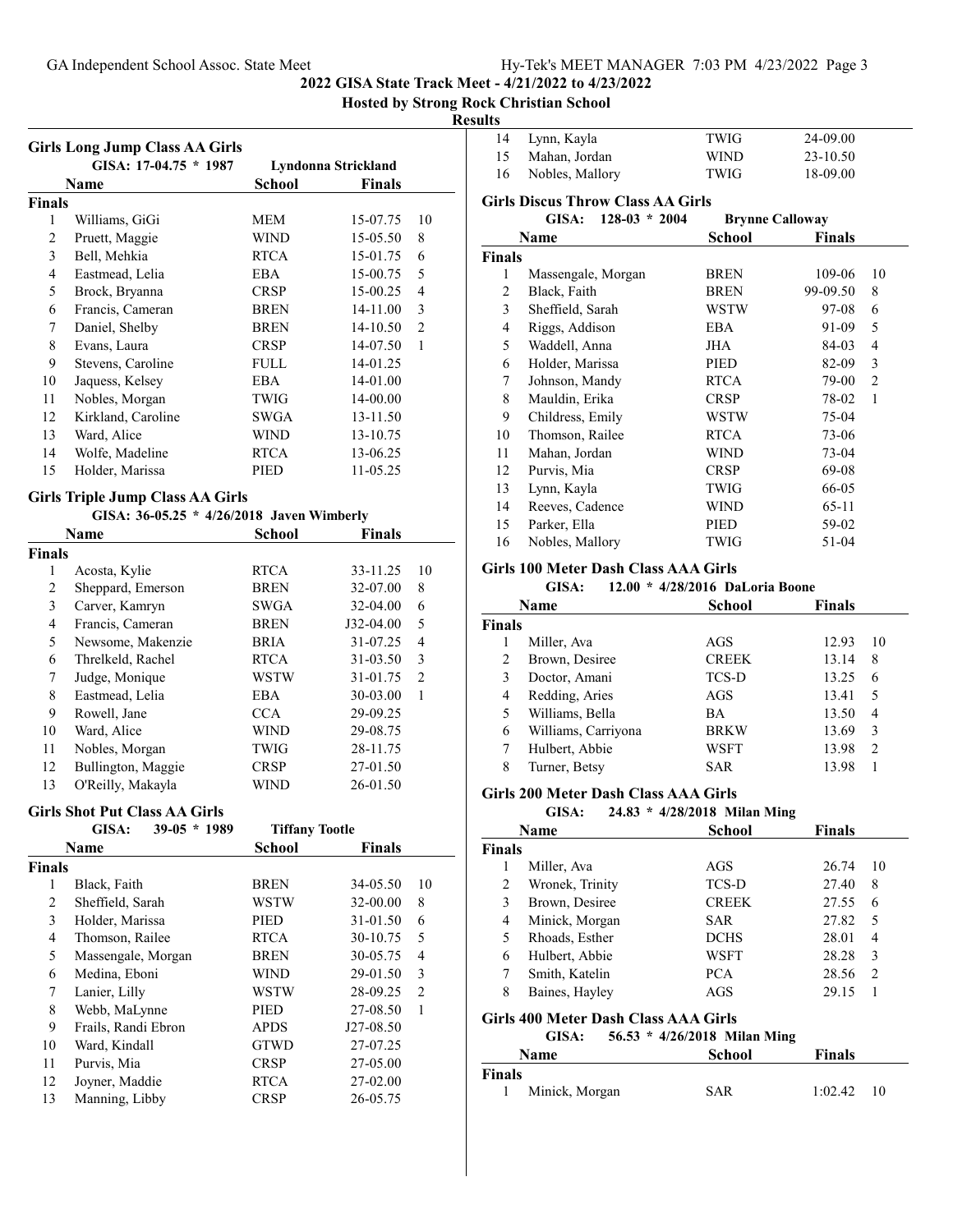**2022 GISA State Track Meet - 4/21/2022 to 4/23/2022**

**Hosted by Strong Rock Christian School**

**Results**

### Girls Long Jump Class AA Girls

GISA: 17-04.75 * 1987 Lyndonna Strickland

| | Name | School | Finals | |
|---|---|---|---|---|
| **Finals** | | | | |
| 1 | Williams, GiGi | MEM | 15-07.75 | 10 |
| 2 | Pruett, Maggie | WIND | 15-05.50 | 8 |
| 3 | Bell, Mehkia | RTCA | 15-01.75 | 6 |
| 4 | Eastmead, Lelia | EBA | 15-00.75 | 5 |
| 5 | Brock, Bryanna | CRSP | 15-00.25 | 4 |
| 6 | Francis, Cameran | BREN | 14-11.00 | 3 |
| 7 | Daniel, Shelby | BREN | 14-10.50 | 2 |
| 8 | Evans, Laura | CRSP | 14-07.50 | 1 |
| 9 | Stevens, Caroline | FULL | 14-01.25 | |
| 10 | Jaquess, Kelsey | EBA | 14-01.00 | |
| 11 | Nobles, Morgan | TWIG | 14-00.00 | |
| 12 | Kirkland, Caroline | SWGA | 13-11.50 | |
| 13 | Ward, Alice | WIND | 13-10.75 | |
| 14 | Wolfe, Madeline | RTCA | 13-06.25 | |
| 15 | Holder, Marissa | PIED | 11-05.25 | |

### Girls Triple Jump Class AA Girls

GISA: 36-05.25 * 4/26/2018 Javen Wimberly

| | Name | School | Finals | |
|---|---|---|---|---|
| **Finals** | | | | |
| 1 | Acosta, Kylie | RTCA | 33-11.25 | 10 |
| 2 | Sheppard, Emerson | BREN | 32-07.00 | 8 |
| 3 | Carver, Kamryn | SWGA | 32-04.00 | 6 |
| 4 | Francis, Cameran | BREN | J32-04.00 | 5 |
| 5 | Newsome, Makenzie | BRIA | 31-07.25 | 4 |
| 6 | Threlkeld, Rachel | RTCA | 31-03.50 | 3 |
| 7 | Judge, Monique | WSTW | 31-01.75 | 2 |
| 8 | Eastmead, Lelia | EBA | 30-03.00 | 1 |
| 9 | Rowell, Jane | CCA | 29-09.25 | |
| 10 | Ward, Alice | WIND | 29-08.75 | |
| 11 | Nobles, Morgan | TWIG | 28-11.75 | |
| 12 | Bullington, Maggie | CRSP | 27-01.50 | |
| 13 | O'Reilly, Makayla | WIND | 26-01.50 | |

### Girls Shot Put Class AA Girls

GISA: 39-05 * 1989 Tiffany Tootle

| | Name | School | Finals | |
|---|---|---|---|---|
| **Finals** | | | | |
| 1 | Black, Faith | BREN | 34-05.50 | 10 |
| 2 | Sheffield, Sarah | WSTW | 32-00.00 | 8 |
| 3 | Holder, Marissa | PIED | 31-01.50 | 6 |
| 4 | Thomson, Railee | RTCA | 30-10.75 | 5 |
| 5 | Massengale, Morgan | BREN | 30-05.75 | 4 |
| 6 | Medina, Eboni | WIND | 29-01.50 | 3 |
| 7 | Lanier, Lilly | WSTW | 28-09.25 | 2 |
| 8 | Webb, MaLynne | PIED | 27-08.50 | 1 |
| 9 | Frails, Randi Ebron | APDS | J27-08.50 | |
| 10 | Ward, Kindall | GTWD | 27-07.25 | |
| 11 | Purvis, Mia | CRSP | 27-05.00 | |
| 12 | Joyner, Maddie | RTCA | 27-02.00 | |
| 13 | Manning, Libby | CRSP | 26-05.75 | |
| 14 | Lynn, Kayla | TWIG | 24-09.00 | |
| 15 | Mahan, Jordan | WIND | 23-10.50 | |
| 16 | Nobles, Mallory | TWIG | 18-09.00 | |

### Girls Discus Throw Class AA Girls

GISA: 128-03 * 2004 Brynne Calloway

| | Name | School | Finals | |
|---|---|---|---|---|
| **Finals** | | | | |
| 1 | Massengale, Morgan | BREN | 109-06 | 10 |
| 2 | Black, Faith | BREN | 99-09.50 | 8 |
| 3 | Sheffield, Sarah | WSTW | 97-08 | 6 |
| 4 | Riggs, Addison | EBA | 91-09 | 5 |
| 5 | Waddell, Anna | JHA | 84-03 | 4 |
| 6 | Holder, Marissa | PIED | 82-09 | 3 |
| 7 | Johnson, Mandy | RTCA | 79-00 | 2 |
| 8 | Mauldin, Erika | CRSP | 78-02 | 1 |
| 9 | Childress, Emily | WSTW | 75-04 | |
| 10 | Thomson, Railee | RTCA | 73-06 | |
| 11 | Mahan, Jordan | WIND | 73-04 | |
| 12 | Purvis, Mia | CRSP | 69-08 | |
| 13 | Lynn, Kayla | TWIG | 66-05 | |
| 14 | Reeves, Cadence | WIND | 65-11 | |
| 15 | Parker, Ella | PIED | 59-02 | |
| 16 | Nobles, Mallory | TWIG | 51-04 | |

### Girls 100 Meter Dash Class AAA Girls

GISA: 12.00 * 4/28/2016 DaLoria Boone

| | Name | School | Finals | |
|---|---|---|---|---|
| **Finals** | | | | |
| 1 | Miller, Ava | AGS | 12.93 | 10 |
| 2 | Brown, Desiree | CREEK | 13.14 | 8 |
| 3 | Doctor, Amani | TCS-D | 13.25 | 6 |
| 4 | Redding, Aries | AGS | 13.41 | 5 |
| 5 | Williams, Bella | BA | 13.50 | 4 |
| 6 | Williams, Carriyona | BRKW | 13.69 | 3 |
| 7 | Hulbert, Abbie | WSFT | 13.98 | 2 |
| 8 | Turner, Betsy | SAR | 13.98 | 1 |

### Girls 200 Meter Dash Class AAA Girls

GISA: 24.83 * 4/28/2018 Milan Ming

| | Name | School | Finals | |
|---|---|---|---|---|
| **Finals** | | | | |
| 1 | Miller, Ava | AGS | 26.74 | 10 |
| 2 | Wronek, Trinity | TCS-D | 27.40 | 8 |
| 3 | Brown, Desiree | CREEK | 27.55 | 6 |
| 4 | Minick, Morgan | SAR | 27.82 | 5 |
| 5 | Rhoads, Esther | DCHS | 28.01 | 4 |
| 6 | Hulbert, Abbie | WSFT | 28.28 | 3 |
| 7 | Smith, Katelin | PCA | 28.56 | 2 |
| 8 | Baines, Hayley | AGS | 29.15 | 1 |

### Girls 400 Meter Dash Class AAA Girls

GISA: 56.53 * 4/26/2018 Milan Ming

| | Name | School | Finals | |
|---|---|---|---|---|
| **Finals** | | | | |
| 1 | Minick, Morgan | SAR | 1:02.42 | 10 |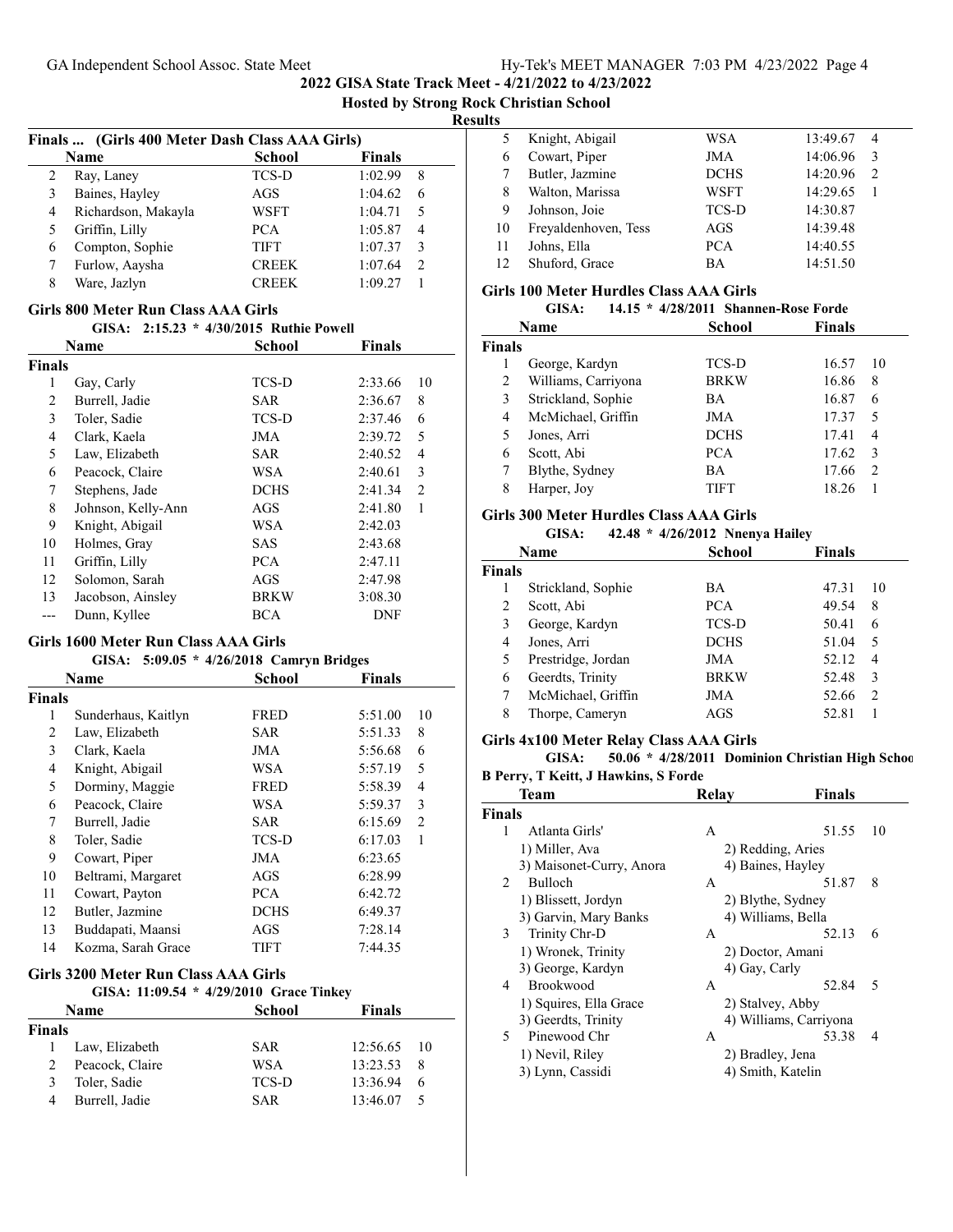2022 GISA State Track Meet - 4/21/2022 to 4/23/2022

Hosted by Strong Rock Christian School

Results

## Finals ... (Girls 400 Meter Dash Class AAA Girls)

| | Name | School | Finals | |
|---|---|---|---|---|
| 2 | Ray, Laney | TCS-D | 1:02.99 | 8 |
| 3 | Baines, Hayley | AGS | 1:04.62 | 6 |
| 4 | Richardson, Makayla | WSFT | 1:04.71 | 5 |
| 5 | Griffin, Lilly | PCA | 1:05.87 | 4 |
| 6 | Compton, Sophie | TIFT | 1:07.37 | 3 |
| 7 | Furlow, Aaysha | CREEK | 1:07.64 | 2 |
| 8 | Ware, Jazlyn | CREEK | 1:09.27 | 1 |

## Girls 800 Meter Run Class AAA Girls

GISA: 2:15.23 * 4/30/2015 Ruthie Powell

| | Name | School | Finals | |
|---|---|---|---|---|
| **Finals** | | | | |
| 1 | Gay, Carly | TCS-D | 2:33.66 | 10 |
| 2 | Burrell, Jadie | SAR | 2:36.67 | 8 |
| 3 | Toler, Sadie | TCS-D | 2:37.46 | 6 |
| 4 | Clark, Kaela | JMA | 2:39.72 | 5 |
| 5 | Law, Elizabeth | SAR | 2:40.52 | 4 |
| 6 | Peacock, Claire | WSA | 2:40.61 | 3 |
| 7 | Stephens, Jade | DCHS | 2:41.34 | 2 |
| 8 | Johnson, Kelly-Ann | AGS | 2:41.80 | 1 |
| 9 | Knight, Abigail | WSA | 2:42.03 | |
| 10 | Holmes, Gray | SAS | 2:43.68 | |
| 11 | Griffin, Lilly | PCA | 2:47.11 | |
| 12 | Solomon, Sarah | AGS | 2:47.98 | |
| 13 | Jacobson, Ainsley | BRKW | 3:08.30 | |
| --- | Dunn, Kyllee | BCA | DNF | |

## Girls 1600 Meter Run Class AAA Girls

GISA: 5:09.05 * 4/26/2018 Camryn Bridges

| | Name | School | Finals | |
|---|---|---|---|---|
| **Finals** | | | | |
| 1 | Sunderhaus, Kaitlyn | FRED | 5:51.00 | 10 |
| 2 | Law, Elizabeth | SAR | 5:51.33 | 8 |
| 3 | Clark, Kaela | JMA | 5:56.68 | 6 |
| 4 | Knight, Abigail | WSA | 5:57.19 | 5 |
| 5 | Dorminy, Maggie | FRED | 5:58.39 | 4 |
| 6 | Peacock, Claire | WSA | 5:59.37 | 3 |
| 7 | Burrell, Jadie | SAR | 6:15.69 | 2 |
| 8 | Toler, Sadie | TCS-D | 6:17.03 | 1 |
| 9 | Cowart, Piper | JMA | 6:23.65 | |
| 10 | Beltrami, Margaret | AGS | 6:28.99 | |
| 11 | Cowart, Payton | PCA | 6:42.72 | |
| 12 | Butler, Jazmine | DCHS | 6:49.37 | |
| 13 | Buddapati, Maansi | AGS | 7:28.14 | |
| 14 | Kozma, Sarah Grace | TIFT | 7:44.35 | |

## Girls 3200 Meter Run Class AAA Girls

GISA: 11:09.54 * 4/29/2010 Grace Tinkey

| | Name | School | Finals | |
|---|---|---|---|---|
| **Finals** | | | | |
| 1 | Law, Elizabeth | SAR | 12:56.65 | 10 |
| 2 | Peacock, Claire | WSA | 13:23.53 | 8 |
| 3 | Toler, Sadie | TCS-D | 13:36.94 | 6 |
| 4 | Burrell, Jadie | SAR | 13:46.07 | 5 |
| 5 | Knight, Abigail | WSA | 13:49.67 | 4 |
| 6 | Cowart, Piper | JMA | 14:06.96 | 3 |
| 7 | Butler, Jazmine | DCHS | 14:20.96 | 2 |
| 8 | Walton, Marissa | WSFT | 14:29.65 | 1 |
| 9 | Johnson, Joie | TCS-D | 14:30.87 | |
| 10 | Freyaldenhoven, Tess | AGS | 14:39.48 | |
| 11 | Johns, Ella | PCA | 14:40.55 | |
| 12 | Shuford, Grace | BA | 14:51.50 | |

## Girls 100 Meter Hurdles Class AAA Girls

GISA: 14.15 * 4/28/2011 Shannen-Rose Forde

| | Name | School | Finals | |
|---|---|---|---|---|
| **Finals** | | | | |
| 1 | George, Kardyn | TCS-D | 16.57 | 10 |
| 2 | Williams, Carriyona | BRKW | 16.86 | 8 |
| 3 | Strickland, Sophie | BA | 16.87 | 6 |
| 4 | McMichael, Griffin | JMA | 17.37 | 5 |
| 5 | Jones, Arri | DCHS | 17.41 | 4 |
| 6 | Scott, Abi | PCA | 17.62 | 3 |
| 7 | Blythe, Sydney | BA | 17.66 | 2 |
| 8 | Harper, Joy | TIFT | 18.26 | 1 |

## Girls 300 Meter Hurdles Class AAA Girls

GISA: 42.48 * 4/26/2012 Nnenya Hailey

| | Name | School | Finals | |
|---|---|---|---|---|
| **Finals** | | | | |
| 1 | Strickland, Sophie | BA | 47.31 | 10 |
| 2 | Scott, Abi | PCA | 49.54 | 8 |
| 3 | George, Kardyn | TCS-D | 50.41 | 6 |
| 4 | Jones, Arri | DCHS | 51.04 | 5 |
| 5 | Prestridge, Jordan | JMA | 52.12 | 4 |
| 6 | Geerdts, Trinity | BRKW | 52.48 | 3 |
| 7 | McMichael, Griffin | JMA | 52.66 | 2 |
| 8 | Thorpe, Cameryn | AGS | 52.81 | 1 |

## Girls 4x100 Meter Relay Class AAA Girls

GISA: 50.06 * 4/28/2011 Dominion Christian High Schoo

B Perry, T Keitt, J Hawkins, S Forde

| | Team | Relay | Finals | |
|---|---|---|---|---|
| **Finals** | | | | |
| 1 | Atlanta Girls' | A | 51.55 | 10 |
| | 1) Miller, Ava | 2) Redding, Aries | | |
| | 3) Maisonet-Curry, Anora | 4) Baines, Hayley | | |
| 2 | Bulloch | A | 51.87 | 8 |
| | 1) Blissett, Jordyn | 2) Blythe, Sydney | | |
| | 3) Garvin, Mary Banks | 4) Williams, Bella | | |
| 3 | Trinity Chr-D | A | 52.13 | 6 |
| | 1) Wronek, Trinity | 2) Doctor, Amani | | |
| | 3) George, Kardyn | 4) Gay, Carly | | |
| 4 | Brookwood | A | 52.84 | 5 |
| | 1) Squires, Ella Grace | 2) Stalvey, Abby | | |
| | 3) Geerdts, Trinity | 4) Williams, Carriyona | | |
| 5 | Pinewood Chr | A | 53.38 | 4 |
| | 1) Nevil, Riley | 2) Bradley, Jena | | |
| | 3) Lynn, Cassidi | 4) Smith, Katelin | | |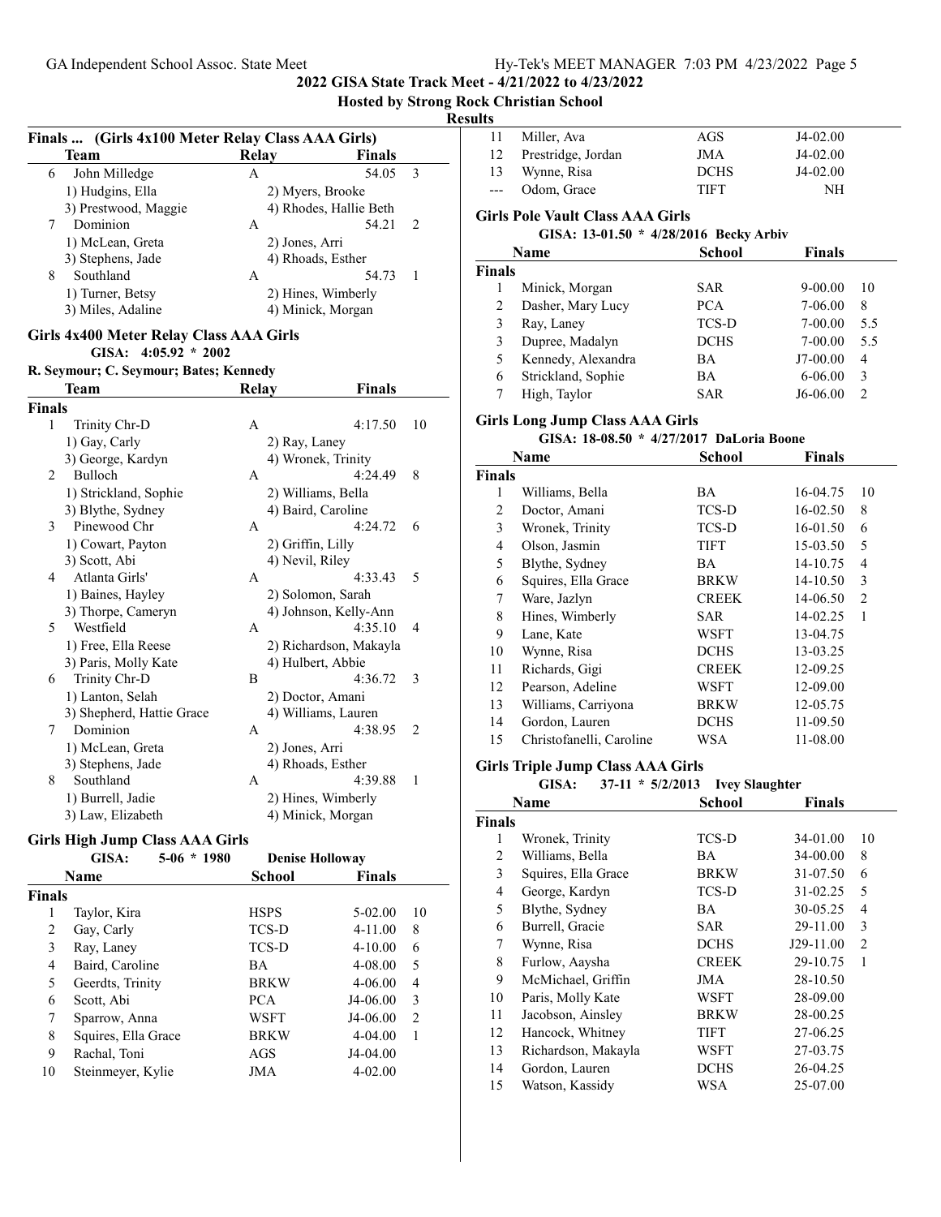## 2022 GISA State Track Meet - 4/21/2022 to 4/23/2022

**Hosted by Strong Rock Christian School**

**Results**

### Finals ... (Girls 4x100 Meter Relay Class AAA Girls)

| | Team | Relay | Finals | |
|---|---|---|---|---|
| 6 | John Milledge | A | 54.05 | 3 |
| | 1) Hudgins, Ella | 2) Myers, Brooke | | |
| | 3) Prestwood, Maggie | 4) Rhodes, Hallie Beth | | |
| 7 | Dominion | A | 54.21 | 2 |
| | 1) McLean, Greta | 2) Jones, Arri | | |
| | 3) Stephens, Jade | 4) Rhoads, Esther | | |
| 8 | Southland | A | 54.73 | 1 |
| | 1) Turner, Betsy | 2) Hines, Wimberly | | |
| | 3) Miles, Adaline | 4) Minick, Morgan | | |

### Girls 4x400 Meter Relay Class AAA Girls

GISA: 4:05.92 * 2002

R. Seymour; C. Seymour; Bates; Kennedy

| | Team | Relay | Finals | |
|---|---|---|---|---|
| **Finals** | | | | |
| 1 | Trinity Chr-D | A | 4:17.50 | 10 |
| | 1) Gay, Carly | 2) Ray, Laney | | |
| | 3) George, Kardyn | 4) Wronek, Trinity | | |
| 2 | Bulloch | A | 4:24.49 | 8 |
| | 1) Strickland, Sophie | 2) Williams, Bella | | |
| | 3) Blythe, Sydney | 4) Baird, Caroline | | |
| 3 | Pinewood Chr | A | 4:24.72 | 6 |
| | 1) Cowart, Payton | 2) Griffin, Lilly | | |
| | 3) Scott, Abi | 4) Nevil, Riley | | |
| 4 | Atlanta Girls' | A | 4:33.43 | 5 |
| | 1) Baines, Hayley | 2) Solomon, Sarah | | |
| | 3) Thorpe, Cameryn | 4) Johnson, Kelly-Ann | | |
| 5 | Westfield | A | 4:35.10 | 4 |
| | 1) Free, Ella Reese | 2) Richardson, Makayla | | |
| | 3) Paris, Molly Kate | 4) Hulbert, Abbie | | |
| 6 | Trinity Chr-D | B | 4:36.72 | 3 |
| | 1) Lanton, Selah | 2) Doctor, Amani | | |
| | 3) Shepherd, Hattie Grace | 4) Williams, Lauren | | |
| 7 | Dominion | A | 4:38.95 | 2 |
| | 1) McLean, Greta | 2) Jones, Arri | | |
| | 3) Stephens, Jade | 4) Rhoads, Esther | | |
| 8 | Southland | A | 4:39.88 | 1 |
| | 1) Burrell, Jadie | 2) Hines, Wimberly | | |
| | 3) Law, Elizabeth | 4) Minick, Morgan | | |

### Girls High Jump Class AAA Girls

GISA: 5-06 * 1980 Denise Holloway

| | Name | School | Finals | |
|---|---|---|---|---|
| **Finals** | | | | |
| 1 | Taylor, Kira | HSPS | 5-02.00 | 10 |
| 2 | Gay, Carly | TCS-D | 4-11.00 | 8 |
| 3 | Ray, Laney | TCS-D | 4-10.00 | 6 |
| 4 | Baird, Caroline | BA | 4-08.00 | 5 |
| 5 | Geerdts, Trinity | BRKW | 4-06.00 | 4 |
| 6 | Scott, Abi | PCA | J4-06.00 | 3 |
| 7 | Sparrow, Anna | WSFT | J4-06.00 | 2 |
| 8 | Squires, Ella Grace | BRKW | 4-04.00 | 1 |
| 9 | Rachal, Toni | AGS | J4-04.00 | |
| 10 | Steinmeyer, Kylie | JMA | 4-02.00 | |
| 11 | Miller, Ava | AGS | J4-02.00 | |
| 12 | Prestridge, Jordan | JMA | J4-02.00 | |
| 13 | Wynne, Risa | DCHS | J4-02.00 | |
| --- | Odom, Grace | TIFT | NH | |

### Girls Pole Vault Class AAA Girls

GISA: 13-01.50 * 4/28/2016 Becky Arbiv

| | Name | School | Finals | |
|---|---|---|---|---|
| **Finals** | | | | |
| 1 | Minick, Morgan | SAR | 9-00.00 | 10 |
| 2 | Dasher, Mary Lucy | PCA | 7-06.00 | 8 |
| 3 | Ray, Laney | TCS-D | 7-00.00 | 5.5 |
| 3 | Dupree, Madalyn | DCHS | 7-00.00 | 5.5 |
| 5 | Kennedy, Alexandra | BA | J7-00.00 | 4 |
| 6 | Strickland, Sophie | BA | 6-06.00 | 3 |
| 7 | High, Taylor | SAR | J6-06.00 | 2 |

### Girls Long Jump Class AAA Girls

GISA: 18-08.50 * 4/27/2017 DaLoria Boone

| | Name | School | Finals | |
|---|---|---|---|---|
| **Finals** | | | | |
| 1 | Williams, Bella | BA | 16-04.75 | 10 |
| 2 | Doctor, Amani | TCS-D | 16-02.50 | 8 |
| 3 | Wronek, Trinity | TCS-D | 16-01.50 | 6 |
| 4 | Olson, Jasmin | TIFT | 15-03.50 | 5 |
| 5 | Blythe, Sydney | BA | 14-10.75 | 4 |
| 6 | Squires, Ella Grace | BRKW | 14-10.50 | 3 |
| 7 | Ware, Jazlyn | CREEK | 14-06.50 | 2 |
| 8 | Hines, Wimberly | SAR | 14-02.25 | 1 |
| 9 | Lane, Kate | WSFT | 13-04.75 | |
| 10 | Wynne, Risa | DCHS | 13-03.25 | |
| 11 | Richards, Gigi | CREEK | 12-09.25 | |
| 12 | Pearson, Adeline | WSFT | 12-09.00 | |
| 13 | Williams, Carriyona | BRKW | 12-05.75 | |
| 14 | Gordon, Lauren | DCHS | 11-09.50 | |
| 15 | Christofanelli, Caroline | WSA | 11-08.00 | |

### Girls Triple Jump Class AAA Girls

GISA: 37-11 * 5/2/2013 Ivey Slaughter

| | Name | School | Finals | |
|---|---|---|---|---|
| **Finals** | | | | |
| 1 | Wronek, Trinity | TCS-D | 34-01.00 | 10 |
| 2 | Williams, Bella | BA | 34-00.00 | 8 |
| 3 | Squires, Ella Grace | BRKW | 31-07.50 | 6 |
| 4 | George, Kardyn | TCS-D | 31-02.25 | 5 |
| 5 | Blythe, Sydney | BA | 30-05.25 | 4 |
| 6 | Burrell, Gracie | SAR | 29-11.00 | 3 |
| 7 | Wynne, Risa | DCHS | J29-11.00 | 2 |
| 8 | Furlow, Aaysha | CREEK | 29-10.75 | 1 |
| 9 | McMichael, Griffin | JMA | 28-10.50 | |
| 10 | Paris, Molly Kate | WSFT | 28-09.00 | |
| 11 | Jacobson, Ainsley | BRKW | 28-00.25 | |
| 12 | Hancock, Whitney | TIFT | 27-06.25 | |
| 13 | Richardson, Makayla | WSFT | 27-03.75 | |
| 14 | Gordon, Lauren | DCHS | 26-04.25 | |
| 15 | Watson, Kassidy | WSA | 25-07.00 | |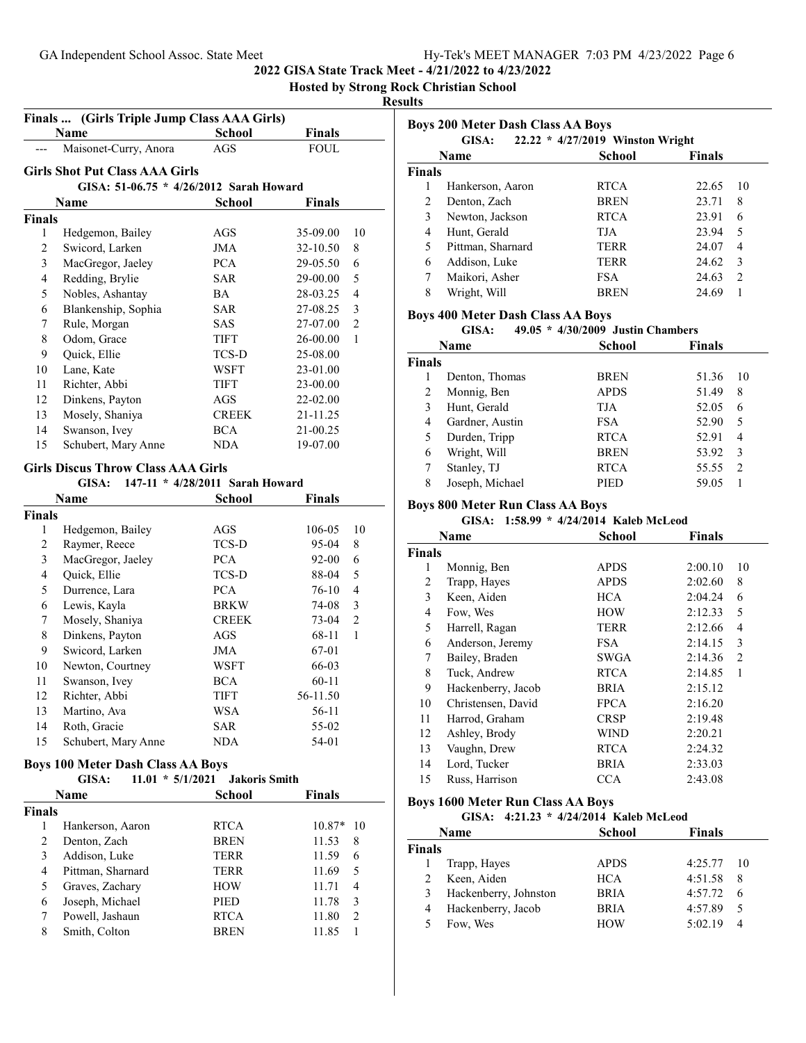## 2022 GISA State Track Meet - 4/21/2022 to 4/23/2022

### Hosted by Strong Rock Christian School

### Results

#### Finals ... (Girls Triple Jump Class AAA Girls)

| | Name | School | Finals | |
|---|---|---|---|---|
| --- | Maisonet-Curry, Anora | AGS | FOUL | |

#### Girls Shot Put Class AAA Girls

GISA: 51-06.75 * 4/26/2012 Sarah Howard

| | Name | School | Finals | |
|---|---|---|---|---|
| **Finals** | | | | |
| 1 | Hedgemon, Bailey | AGS | 35-09.00 | 10 |
| 2 | Swicord, Larken | JMA | 32-10.50 | 8 |
| 3 | MacGregor, Jaeley | PCA | 29-05.50 | 6 |
| 4 | Redding, Brylie | SAR | 29-00.00 | 5 |
| 5 | Nobles, Ashantay | BA | 28-03.25 | 4 |
| 6 | Blankenship, Sophia | SAR | 27-08.25 | 3 |
| 7 | Rule, Morgan | SAS | 27-07.00 | 2 |
| 8 | Odom, Grace | TIFT | 26-00.00 | 1 |
| 9 | Quick, Ellie | TCS-D | 25-08.00 | |
| 10 | Lane, Kate | WSFT | 23-01.00 | |
| 11 | Richter, Abbi | TIFT | 23-00.00 | |
| 12 | Dinkens, Payton | AGS | 22-02.00 | |
| 13 | Mosely, Shaniya | CREEK | 21-11.25 | |
| 14 | Swanson, Ivey | BCA | 21-00.25 | |
| 15 | Schubert, Mary Anne | NDA | 19-07.00 | |

#### Girls Discus Throw Class AAA Girls

GISA: 147-11 * 4/28/2011 Sarah Howard

| | Name | School | Finals | |
|---|---|---|---|---|
| **Finals** | | | | |
| 1 | Hedgemon, Bailey | AGS | 106-05 | 10 |
| 2 | Raymer, Reece | TCS-D | 95-04 | 8 |
| 3 | MacGregor, Jaeley | PCA | 92-00 | 6 |
| 4 | Quick, Ellie | TCS-D | 88-04 | 5 |
| 5 | Durrence, Lara | PCA | 76-10 | 4 |
| 6 | Lewis, Kayla | BRKW | 74-08 | 3 |
| 7 | Mosely, Shaniya | CREEK | 73-04 | 2 |
| 8 | Dinkens, Payton | AGS | 68-11 | 1 |
| 9 | Swicord, Larken | JMA | 67-01 | |
| 10 | Newton, Courtney | WSFT | 66-03 | |
| 11 | Swanson, Ivey | BCA | 60-11 | |
| 12 | Richter, Abbi | TIFT | 56-11.50 | |
| 13 | Martino, Ava | WSA | 56-11 | |
| 14 | Roth, Gracie | SAR | 55-02 | |
| 15 | Schubert, Mary Anne | NDA | 54-01 | |

#### Boys 100 Meter Dash Class AA Boys

GISA: 11.01 * 5/1/2021 Jakoris Smith

| | Name | School | Finals | |
|---|---|---|---|---|
| **Finals** | | | | |
| 1 | Hankerson, Aaron | RTCA | 10.87* | 10 |
| 2 | Denton, Zach | BREN | 11.53 | 8 |
| 3 | Addison, Luke | TERR | 11.59 | 6 |
| 4 | Pittman, Sharnard | TERR | 11.69 | 5 |
| 5 | Graves, Zachary | HOW | 11.71 | 4 |
| 6 | Joseph, Michael | PIED | 11.78 | 3 |
| 7 | Powell, Jashaun | RTCA | 11.80 | 2 |
| 8 | Smith, Colton | BREN | 11.85 | 1 |

#### Boys 200 Meter Dash Class AA Boys

GISA: 22.22 * 4/27/2019 Winston Wright

| | Name | School | Finals | |
|---|---|---|---|---|
| **Finals** | | | | |
| 1 | Hankerson, Aaron | RTCA | 22.65 | 10 |
| 2 | Denton, Zach | BREN | 23.71 | 8 |
| 3 | Newton, Jackson | RTCA | 23.91 | 6 |
| 4 | Hunt, Gerald | TJA | 23.94 | 5 |
| 5 | Pittman, Sharnard | TERR | 24.07 | 4 |
| 6 | Addison, Luke | TERR | 24.62 | 3 |
| 7 | Maikori, Asher | FSA | 24.63 | 2 |
| 8 | Wright, Will | BREN | 24.69 | 1 |

#### Boys 400 Meter Dash Class AA Boys

GISA: 49.05 * 4/30/2009 Justin Chambers

| | Name | School | Finals | |
|---|---|---|---|---|
| **Finals** | | | | |
| 1 | Denton, Thomas | BREN | 51.36 | 10 |
| 2 | Monnig, Ben | APDS | 51.49 | 8 |
| 3 | Hunt, Gerald | TJA | 52.05 | 6 |
| 4 | Gardner, Austin | FSA | 52.90 | 5 |
| 5 | Durden, Tripp | RTCA | 52.91 | 4 |
| 6 | Wright, Will | BREN | 53.92 | 3 |
| 7 | Stanley, TJ | RTCA | 55.55 | 2 |
| 8 | Joseph, Michael | PIED | 59.05 | 1 |

#### Boys 800 Meter Run Class AA Boys

GISA: 1:58.99 * 4/24/2014 Kaleb McLeod

| | Name | School | Finals | |
|---|---|---|---|---|
| **Finals** | | | | |
| 1 | Monnig, Ben | APDS | 2:00.10 | 10 |
| 2 | Trapp, Hayes | APDS | 2:02.60 | 8 |
| 3 | Keen, Aiden | HCA | 2:04.24 | 6 |
| 4 | Fow, Wes | HOW | 2:12.33 | 5 |
| 5 | Harrell, Ragan | TERR | 2:12.66 | 4 |
| 6 | Anderson, Jeremy | FSA | 2:14.15 | 3 |
| 7 | Bailey, Braden | SWGA | 2:14.36 | 2 |
| 8 | Tuck, Andrew | RTCA | 2:14.85 | 1 |
| 9 | Hackenberry, Jacob | BRIA | 2:15.12 | |
| 10 | Christensen, David | FPCA | 2:16.20 | |
| 11 | Harrod, Graham | CRSP | 2:19.48 | |
| 12 | Ashley, Brody | WIND | 2:20.21 | |
| 13 | Vaughn, Drew | RTCA | 2:24.32 | |
| 14 | Lord, Tucker | BRIA | 2:33.03 | |
| 15 | Russ, Harrison | CCA | 2:43.08 | |

#### Boys 1600 Meter Run Class AA Boys

GISA: 4:21.23 * 4/24/2014 Kaleb McLeod

| | Name | School | Finals | |
|---|---|---|---|---|
| **Finals** | | | | |
| 1 | Trapp, Hayes | APDS | 4:25.77 | 10 |
| 2 | Keen, Aiden | HCA | 4:51.58 | 8 |
| 3 | Hackenberry, Johnston | BRIA | 4:57.72 | 6 |
| 4 | Hackenberry, Jacob | BRIA | 4:57.89 | 5 |
| 5 | Fow, Wes | HOW | 5:02.19 | 4 |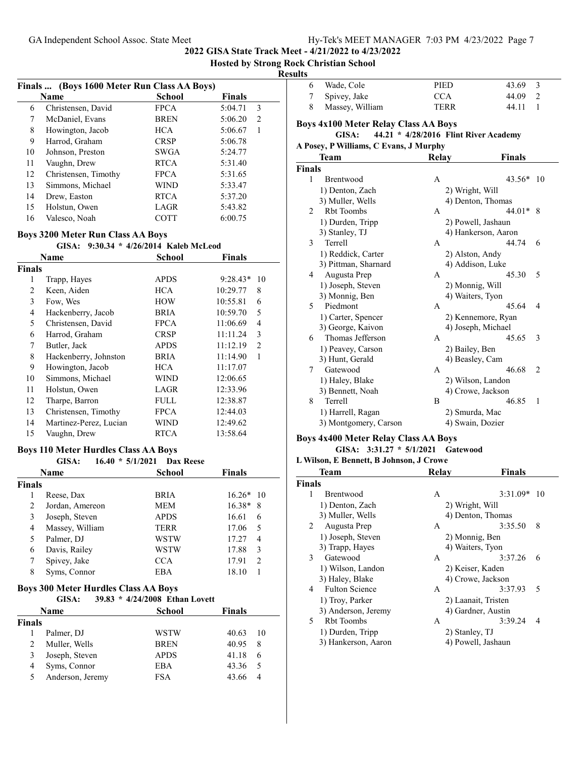**2022 GISA State Track Meet - 4/21/2022 to 4/23/2022**

**Hosted by Strong Rock Christian School**

**Results**

### Finals ... (Boys 1600 Meter Run Class AA Boys)

| | Name | School | Finals | |
|---|---|---|---|---|
| 6 | Christensen, David | FPCA | 5:04.71 | 3 |
| 7 | McDaniel, Evans | BREN | 5:06.20 | 2 |
| 8 | Howington, Jacob | HCA | 5:06.67 | 1 |
| 9 | Harrod, Graham | CRSP | 5:06.78 | |
| 10 | Johnson, Preston | SWGA | 5:24.77 | |
| 11 | Vaughn, Drew | RTCA | 5:31.40 | |
| 12 | Christensen, Timothy | FPCA | 5:31.65 | |
| 13 | Simmons, Michael | WIND | 5:33.47 | |
| 14 | Drew, Easton | RTCA | 5:37.20 | |
| 15 | Holstun, Owen | LAGR | 5:43.82 | |
| 16 | Valesco, Noah | COTT | 6:00.75 | |

### Boys 3200 Meter Run Class AA Boys

GISA: 9:30.34 * 4/26/2014 Kaleb McLeod

| | Name | School | Finals | |
|---|---|---|---|---|
| **Finals** | | | | |
| 1 | Trapp, Hayes | APDS | 9:28.43* | 10 |
| 2 | Keen, Aiden | HCA | 10:29.77 | 8 |
| 3 | Fow, Wes | HOW | 10:55.81 | 6 |
| 4 | Hackenberry, Jacob | BRIA | 10:59.70 | 5 |
| 5 | Christensen, David | FPCA | 11:06.69 | 4 |
| 6 | Harrod, Graham | CRSP | 11:11.24 | 3 |
| 7 | Butler, Jack | APDS | 11:12.19 | 2 |
| 8 | Hackenberry, Johnston | BRIA | 11:14.90 | 1 |
| 9 | Howington, Jacob | HCA | 11:17.07 | |
| 10 | Simmons, Michael | WIND | 12:06.65 | |
| 11 | Holstun, Owen | LAGR | 12:33.96 | |
| 12 | Tharpe, Barron | FULL | 12:38.87 | |
| 13 | Christensen, Timothy | FPCA | 12:44.03 | |
| 14 | Martinez-Perez, Lucian | WIND | 12:49.62 | |
| 15 | Vaughn, Drew | RTCA | 13:58.64 | |

### Boys 110 Meter Hurdles Class AA Boys

GISA: 16.40 * 5/1/2021 Dax Reese

| | Name | School | Finals | |
|---|---|---|---|---|
| **Finals** | | | | |
| 1 | Reese, Dax | BRIA | 16.26* | 10 |
| 2 | Jordan, Amereon | MEM | 16.38* | 8 |
| 3 | Joseph, Steven | APDS | 16.61 | 6 |
| 4 | Massey, William | TERR | 17.06 | 5 |
| 5 | Palmer, DJ | WSTW | 17.27 | 4 |
| 6 | Davis, Railey | WSTW | 17.88 | 3 |
| 7 | Spivey, Jake | CCA | 17.91 | 2 |
| 8 | Syms, Connor | EBA | 18.10 | 1 |

### Boys 300 Meter Hurdles Class AA Boys

GISA: 39.83 * 4/24/2008 Ethan Lovett

| | Name | School | Finals | |
|---|---|---|---|---|
| **Finals** | | | | |
| 1 | Palmer, DJ | WSTW | 40.63 | 10 |
| 2 | Muller, Wells | BREN | 40.95 | 8 |
| 3 | Joseph, Steven | APDS | 41.18 | 6 |
| 4 | Syms, Connor | EBA | 43.36 | 5 |
| 5 | Anderson, Jeremy | FSA | 43.66 | 4 |
| 6 | Wade, Cole | PIED | 43.69 | 3 |
| 7 | Spivey, Jake | CCA | 44.09 | 2 |
| 8 | Massey, William | TERR | 44.11 | 1 |

### Boys 4x100 Meter Relay Class AA Boys

GISA: 44.21 * 4/28/2016 Flint River Academy

A Posey, P Williams, C Evans, J Murphy

| | Team | Relay | Finals | |
|---|---|---|---|---|
| **Finals** | | | | |
| 1 | Brentwood | A | 43.56* | 10 |
| | 1) Denton, Zach | 2) Wright, Will | | |
| | 3) Muller, Wells | 4) Denton, Thomas | | |
| 2 | Rbt Toombs | A | 44.01* | 8 |
| | 1) Durden, Tripp | 2) Powell, Jashaun | | |
| | 3) Stanley, TJ | 4) Hankerson, Aaron | | |
| 3 | Terrell | A | 44.74 | 6 |
| | 1) Reddick, Carter | 2) Alston, Andy | | |
| | 3) Pittman, Sharnard | 4) Addison, Luke | | |
| 4 | Augusta Prep | A | 45.30 | 5 |
| | 1) Joseph, Steven | 2) Monnig, Will | | |
| | 3) Monnig, Ben | 4) Waiters, Tyon | | |
| 5 | Piedmont | A | 45.64 | 4 |
| | 1) Carter, Spencer | 2) Kennemore, Ryan | | |
| | 3) George, Kaivon | 4) Joseph, Michael | | |
| 6 | Thomas Jefferson | A | 45.65 | 3 |
| | 1) Peavey, Carson | 2) Bailey, Ben | | |
| | 3) Hunt, Gerald | 4) Beasley, Cam | | |
| 7 | Gatewood | A | 46.68 | 2 |
| | 1) Haley, Blake | 2) Wilson, Landon | | |
| | 3) Bennett, Noah | 4) Crowe, Jackson | | |
| 8 | Terrell | B | 46.85 | 1 |
| | 1) Harrell, Ragan | 2) Smurda, Mac | | |
| | 3) Montgomery, Carson | 4) Swain, Dozier | | |

### Boys 4x400 Meter Relay Class AA Boys

GISA: 3:31.27 * 5/1/2021 Gatewood

L Wilson, E Bennett, B Johnson, J Crowe

| | Team | Relay | Finals | |
|---|---|---|---|---|
| **Finals** | | | | |
| 1 | Brentwood | A | 3:31.09* | 10 |
| | 1) Denton, Zach | 2) Wright, Will | | |
| | 3) Muller, Wells | 4) Denton, Thomas | | |
| 2 | Augusta Prep | A | 3:35.50 | 8 |
| | 1) Joseph, Steven | 2) Monnig, Ben | | |
| | 3) Trapp, Hayes | 4) Waiters, Tyon | | |
| 3 | Gatewood | A | 3:37.26 | 6 |
| | 1) Wilson, Landon | 2) Keiser, Kaden | | |
| | 3) Haley, Blake | 4) Crowe, Jackson | | |
| 4 | Fulton Science | A | 3:37.93 | 5 |
| | 1) Troy, Parker | 2) Laanait, Tristen | | |
| | 3) Anderson, Jeremy | 4) Gardner, Austin | | |
| 5 | Rbt Toombs | A | 3:39.24 | 4 |
| | 1) Durden, Tripp | 2) Stanley, TJ | | |
| | 3) Hankerson, Aaron | 4) Powell, Jashaun | | |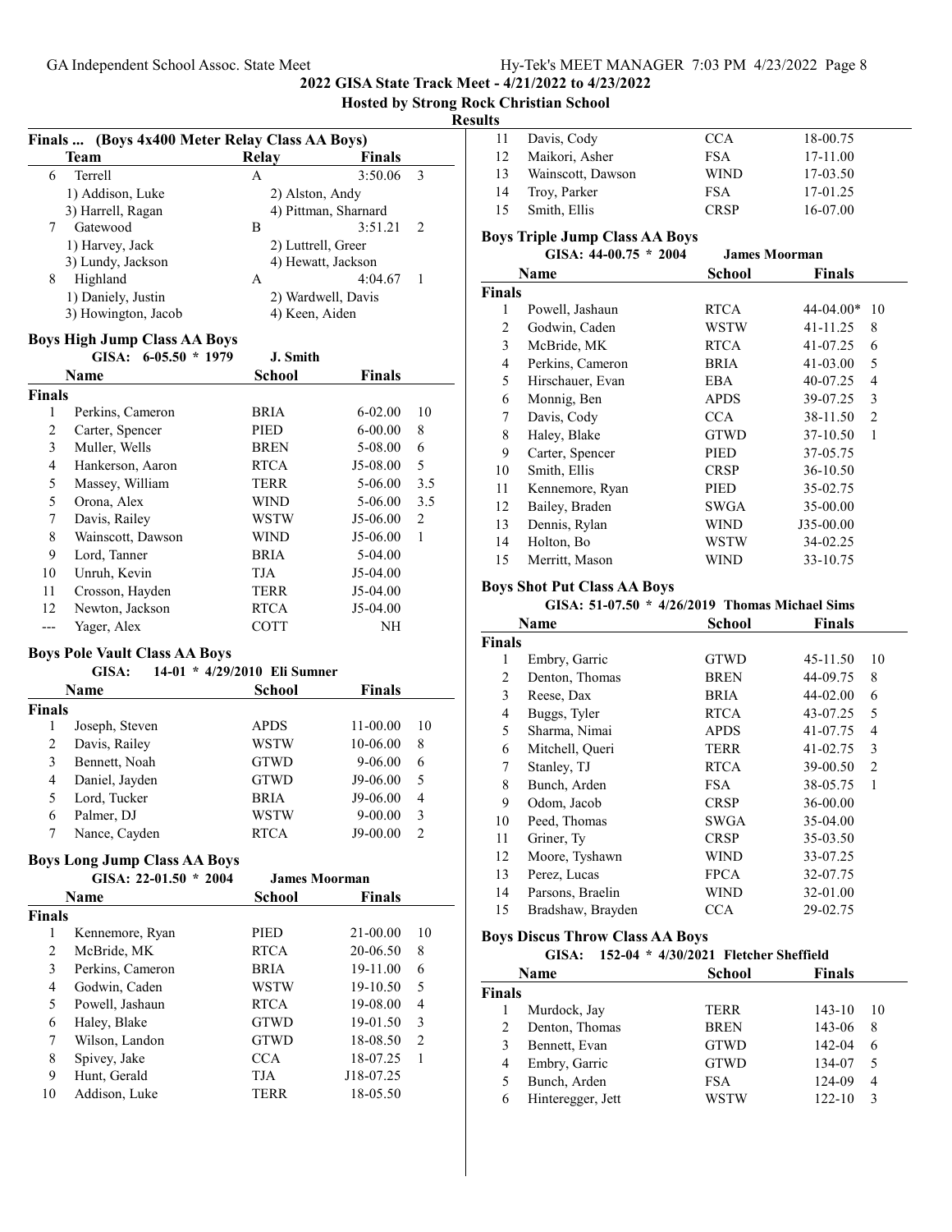## 2022 GISA State Track Meet - 4/21/2022 to 4/23/2022

**Hosted by Strong Rock Christian School**

**Results**

### Finals ... (Boys 4x400 Meter Relay Class AA Boys)

| | Team | Relay | Finals | |
|---|---|---|---|---|
| 6 | Terrell | A | 3:50.06 | 3 |
| | 1) Addison, Luke | 2) Alston, Andy | | |
| | 3) Harrell, Ragan | 4) Pittman, Sharnard | | |
| 7 | Gatewood | B | 3:51.21 | 2 |
| | 1) Harvey, Jack | 2) Luttrell, Greer | | |
| | 3) Lundy, Jackson | 4) Hewatt, Jackson | | |
| 8 | Highland | A | 4:04.67 | 1 |
| | 1) Daniely, Justin | 2) Wardwell, Davis | | |
| | 3) Howington, Jacob | 4) Keen, Aiden | | |

### Boys High Jump Class AA Boys

GISA: 6-05.50 * 1979 J. Smith

| | Name | School | Finals | |
|---|---|---|---|---|
| **Finals** | | | | |
| 1 | Perkins, Cameron | BRIA | 6-02.00 | 10 |
| 2 | Carter, Spencer | PIED | 6-00.00 | 8 |
| 3 | Muller, Wells | BREN | 5-08.00 | 6 |
| 4 | Hankerson, Aaron | RTCA | J5-08.00 | 5 |
| 5 | Massey, William | TERR | 5-06.00 | 3.5 |
| 5 | Orona, Alex | WIND | 5-06.00 | 3.5 |
| 7 | Davis, Railey | WSTW | J5-06.00 | 2 |
| 8 | Wainscott, Dawson | WIND | J5-06.00 | 1 |
| 9 | Lord, Tanner | BRIA | 5-04.00 | |
| 10 | Unruh, Kevin | TJA | J5-04.00 | |
| 11 | Crosson, Hayden | TERR | J5-04.00 | |
| 12 | Newton, Jackson | RTCA | J5-04.00 | |
| --- | Yager, Alex | COTT | NH | |

### Boys Pole Vault Class AA Boys

GISA: 14-01 * 4/29/2010 Eli Sumner

| | Name | School | Finals | |
|---|---|---|---|---|
| **Finals** | | | | |
| 1 | Joseph, Steven | APDS | 11-00.00 | 10 |
| 2 | Davis, Railey | WSTW | 10-06.00 | 8 |
| 3 | Bennett, Noah | GTWD | 9-06.00 | 6 |
| 4 | Daniel, Jayden | GTWD | J9-06.00 | 5 |
| 5 | Lord, Tucker | BRIA | J9-06.00 | 4 |
| 6 | Palmer, DJ | WSTW | 9-00.00 | 3 |
| 7 | Nance, Cayden | RTCA | J9-00.00 | 2 |

### Boys Long Jump Class AA Boys

GISA: 22-01.50 * 2004 James Moorman

| | Name | School | Finals | |
|---|---|---|---|---|
| **Finals** | | | | |
| 1 | Kennemore, Ryan | PIED | 21-00.00 | 10 |
| 2 | McBride, MK | RTCA | 20-06.50 | 8 |
| 3 | Perkins, Cameron | BRIA | 19-11.00 | 6 |
| 4 | Godwin, Caden | WSTW | 19-10.50 | 5 |
| 5 | Powell, Jashaun | RTCA | 19-08.00 | 4 |
| 6 | Haley, Blake | GTWD | 19-01.50 | 3 |
| 7 | Wilson, Landon | GTWD | 18-08.50 | 2 |
| 8 | Spivey, Jake | CCA | 18-07.25 | 1 |
| 9 | Hunt, Gerald | TJA | J18-07.25 | |
| 10 | Addison, Luke | TERR | 18-05.50 | |
| 11 | Davis, Cody | CCA | 18-00.75 | |
| 12 | Maikori, Asher | FSA | 17-11.00 | |
| 13 | Wainscott, Dawson | WIND | 17-03.50 | |
| 14 | Troy, Parker | FSA | 17-01.25 | |
| 15 | Smith, Ellis | CRSP | 16-07.00 | |

### Boys Triple Jump Class AA Boys

GISA: 44-00.75 * 2004 James Moorman

| | Name | School | Finals | |
|---|---|---|---|---|
| **Finals** | | | | |
| 1 | Powell, Jashaun | RTCA | 44-04.00* | 10 |
| 2 | Godwin, Caden | WSTW | 41-11.25 | 8 |
| 3 | McBride, MK | RTCA | 41-07.25 | 6 |
| 4 | Perkins, Cameron | BRIA | 41-03.00 | 5 |
| 5 | Hirschauer, Evan | EBA | 40-07.25 | 4 |
| 6 | Monnig, Ben | APDS | 39-07.25 | 3 |
| 7 | Davis, Cody | CCA | 38-11.50 | 2 |
| 8 | Haley, Blake | GTWD | 37-10.50 | 1 |
| 9 | Carter, Spencer | PIED | 37-05.75 | |
| 10 | Smith, Ellis | CRSP | 36-10.50 | |
| 11 | Kennemore, Ryan | PIED | 35-02.75 | |
| 12 | Bailey, Braden | SWGA | 35-00.00 | |
| 13 | Dennis, Rylan | WIND | J35-00.00 | |
| 14 | Holton, Bo | WSTW | 34-02.25 | |
| 15 | Merritt, Mason | WIND | 33-10.75 | |

### Boys Shot Put Class AA Boys

GISA: 51-07.50 * 4/26/2019 Thomas Michael Sims

| | Name | School | Finals | |
|---|---|---|---|---|
| **Finals** | | | | |
| 1 | Embry, Garric | GTWD | 45-11.50 | 10 |
| 2 | Denton, Thomas | BREN | 44-09.75 | 8 |
| 3 | Reese, Dax | BRIA | 44-02.00 | 6 |
| 4 | Buggs, Tyler | RTCA | 43-07.25 | 5 |
| 5 | Sharma, Nimai | APDS | 41-07.75 | 4 |
| 6 | Mitchell, Queri | TERR | 41-02.75 | 3 |
| 7 | Stanley, TJ | RTCA | 39-00.50 | 2 |
| 8 | Bunch, Arden | FSA | 38-05.75 | 1 |
| 9 | Odom, Jacob | CRSP | 36-00.00 | |
| 10 | Peed, Thomas | SWGA | 35-04.00 | |
| 11 | Griner, Ty | CRSP | 35-03.50 | |
| 12 | Moore, Tyshawn | WIND | 33-07.25 | |
| 13 | Perez, Lucas | FPCA | 32-07.75 | |
| 14 | Parsons, Braelin | WIND | 32-01.00 | |
| 15 | Bradshaw, Brayden | CCA | 29-02.75 | |

### Boys Discus Throw Class AA Boys

GISA: 152-04 * 4/30/2021 Fletcher Sheffield

| | Name | School | Finals | |
|---|---|---|---|---|
| **Finals** | | | | |
| 1 | Murdock, Jay | TERR | 143-10 | 10 |
| 2 | Denton, Thomas | BREN | 143-06 | 8 |
| 3 | Bennett, Evan | GTWD | 142-04 | 6 |
| 4 | Embry, Garric | GTWD | 134-07 | 5 |
| 5 | Bunch, Arden | FSA | 124-09 | 4 |
| 6 | Hinteregger, Jett | WSTW | 122-10 | 3 |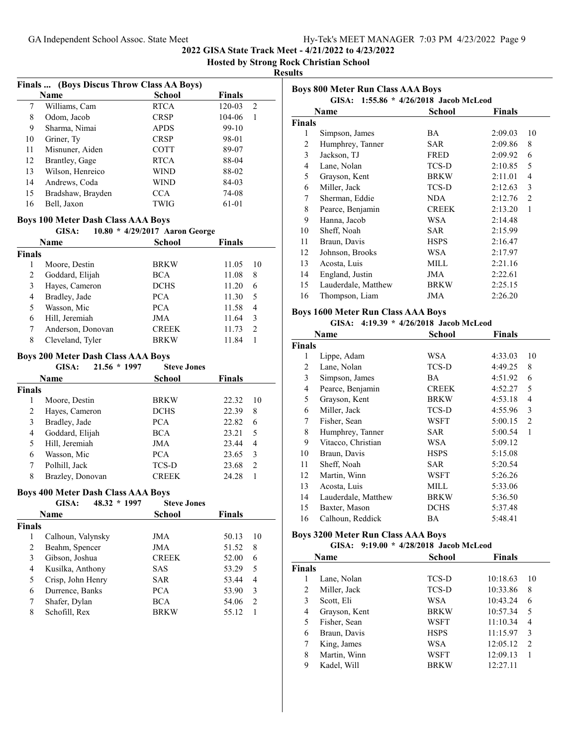2022 GISA State Track Meet - 4/21/2022 to 4/23/2022

Hosted by Strong Rock Christian School

Results

### Finals ... (Boys Discus Throw Class AA Boys)

| | Name | School | Finals | |
|---|---|---|---|---|
| 7 | Williams, Cam | RTCA | 120-03 | 2 |
| 8 | Odom, Jacob | CRSP | 104-06 | 1 |
| 9 | Sharma, Nimai | APDS | 99-10 | |
| 10 | Griner, Ty | CRSP | 98-01 | |
| 11 | Misnuner, Aiden | COTT | 89-07 | |
| 12 | Brantley, Gage | RTCA | 88-04 | |
| 13 | Wilson, Henreico | WIND | 88-02 | |
| 14 | Andrews, Coda | WIND | 84-03 | |
| 15 | Bradshaw, Brayden | CCA | 74-08 | |
| 16 | Bell, Jaxon | TWIG | 61-01 | |

### Boys 100 Meter Dash Class AAA Boys

GISA: 10.80 * 4/29/2017 Aaron George

| | Name | School | Finals | |
|---|---|---|---|---|
| **Finals** | | | | |
| 1 | Moore, Destin | BRKW | 11.05 | 10 |
| 2 | Goddard, Elijah | BCA | 11.08 | 8 |
| 3 | Hayes, Cameron | DCHS | 11.20 | 6 |
| 4 | Bradley, Jade | PCA | 11.30 | 5 |
| 5 | Wasson, Mic | PCA | 11.58 | 4 |
| 6 | Hill, Jeremiah | JMA | 11.64 | 3 |
| 7 | Anderson, Donovan | CREEK | 11.73 | 2 |
| 8 | Cleveland, Tyler | BRKW | 11.84 | 1 |

### Boys 200 Meter Dash Class AAA Boys

GISA: 21.56 * 1997 Steve Jones

| | Name | School | Finals | |
|---|---|---|---|---|
| **Finals** | | | | |
| 1 | Moore, Destin | BRKW | 22.32 | 10 |
| 2 | Hayes, Cameron | DCHS | 22.39 | 8 |
| 3 | Bradley, Jade | PCA | 22.82 | 6 |
| 4 | Goddard, Elijah | BCA | 23.21 | 5 |
| 5 | Hill, Jeremiah | JMA | 23.44 | 4 |
| 6 | Wasson, Mic | PCA | 23.65 | 3 |
| 7 | Polhill, Jack | TCS-D | 23.68 | 2 |
| 8 | Brazley, Donovan | CREEK | 24.28 | 1 |

### Boys 400 Meter Dash Class AAA Boys

GISA: 48.32 * 1997 Steve Jones

| | Name | School | Finals | |
|---|---|---|---|---|
| **Finals** | | | | |
| 1 | Calhoun, Valynsky | JMA | 50.13 | 10 |
| 2 | Beahm, Spencer | JMA | 51.52 | 8 |
| 3 | Gibson, Joshua | CREEK | 52.00 | 6 |
| 4 | Kusilka, Anthony | SAS | 53.29 | 5 |
| 5 | Crisp, John Henry | SAR | 53.44 | 4 |
| 6 | Durrence, Banks | PCA | 53.90 | 3 |
| 7 | Shafer, Dylan | BCA | 54.06 | 2 |
| 8 | Schofill, Rex | BRKW | 55.12 | 1 |

### Boys 800 Meter Run Class AAA Boys

GISA: 1:55.86 * 4/26/2018 Jacob McLeod

| | Name | School | Finals | |
|---|---|---|---|---|
| **Finals** | | | | |
| 1 | Simpson, James | BA | 2:09.03 | 10 |
| 2 | Humphrey, Tanner | SAR | 2:09.86 | 8 |
| 3 | Jackson, TJ | FRED | 2:09.92 | 6 |
| 4 | Lane, Nolan | TCS-D | 2:10.85 | 5 |
| 5 | Grayson, Kent | BRKW | 2:11.01 | 4 |
| 6 | Miller, Jack | TCS-D | 2:12.63 | 3 |
| 7 | Sherman, Eddie | NDA | 2:12.76 | 2 |
| 8 | Pearce, Benjamin | CREEK | 2:13.20 | 1 |
| 9 | Hanna, Jacob | WSA | 2:14.48 | |
| 10 | Sheff, Noah | SAR | 2:15.99 | |
| 11 | Braun, Davis | HSPS | 2:16.47 | |
| 12 | Johnson, Brooks | WSA | 2:17.97 | |
| 13 | Acosta, Luis | MILL | 2:21.16 | |
| 14 | England, Justin | JMA | 2:22.61 | |
| 15 | Lauderdale, Matthew | BRKW | 2:25.15 | |
| 16 | Thompson, Liam | JMA | 2:26.20 | |

### Boys 1600 Meter Run Class AAA Boys

GISA: 4:19.39 * 4/26/2018 Jacob McLeod

| | Name | School | Finals | |
|---|---|---|---|---|
| **Finals** | | | | |
| 1 | Lippe, Adam | WSA | 4:33.03 | 10 |
| 2 | Lane, Nolan | TCS-D | 4:49.25 | 8 |
| 3 | Simpson, James | BA | 4:51.92 | 6 |
| 4 | Pearce, Benjamin | CREEK | 4:52.27 | 5 |
| 5 | Grayson, Kent | BRKW | 4:53.18 | 4 |
| 6 | Miller, Jack | TCS-D | 4:55.96 | 3 |
| 7 | Fisher, Sean | WSFT | 5:00.15 | 2 |
| 8 | Humphrey, Tanner | SAR | 5:00.54 | 1 |
| 9 | Vitacco, Christian | WSA | 5:09.12 | |
| 10 | Braun, Davis | HSPS | 5:15.08 | |
| 11 | Sheff, Noah | SAR | 5:20.54 | |
| 12 | Martin, Winn | WSFT | 5:26.26 | |
| 13 | Acosta, Luis | MILL | 5:33.06 | |
| 14 | Lauderdale, Matthew | BRKW | 5:36.50 | |
| 15 | Baxter, Mason | DCHS | 5:37.48 | |
| 16 | Calhoun, Reddick | BA | 5:48.41 | |

### Boys 3200 Meter Run Class AAA Boys

GISA: 9:19.00 * 4/28/2018 Jacob McLeod

| | Name | School | Finals | |
|---|---|---|---|---|
| **Finals** | | | | |
| 1 | Lane, Nolan | TCS-D | 10:18.63 | 10 |
| 2 | Miller, Jack | TCS-D | 10:33.86 | 8 |
| 3 | Scott, Eli | WSA | 10:43.24 | 6 |
| 4 | Grayson, Kent | BRKW | 10:57.34 | 5 |
| 5 | Fisher, Sean | WSFT | 11:10.34 | 4 |
| 6 | Braun, Davis | HSPS | 11:15.97 | 3 |
| 7 | King, James | WSA | 12:05.12 | 2 |
| 8 | Martin, Winn | WSFT | 12:09.13 | 1 |
| 9 | Kadel, Will | BRKW | 12:27.11 | |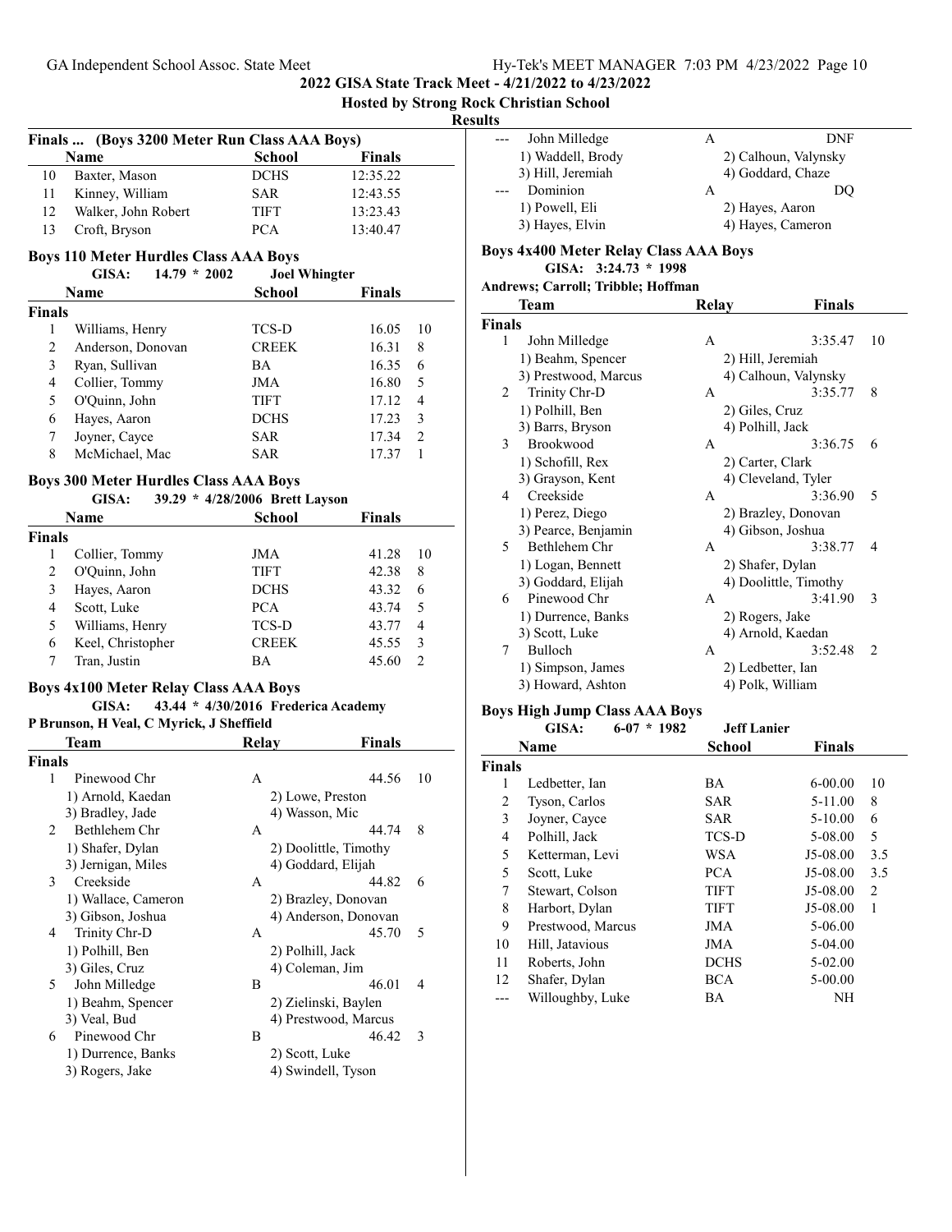## 2022 GISA State Track Meet - 4/21/2022 to 4/23/2022

**Hosted by Strong Rock Christian School**

**Results**

### Finals ... (Boys 3200 Meter Run Class AAA Boys)

| | Name | School | Finals |
|---|---|---|---|
| 10 | Baxter, Mason | DCHS | 12:35.22 |
| 11 | Kinney, William | SAR | 12:43.55 |
| 12 | Walker, John Robert | TIFT | 13:23.43 |
| 13 | Croft, Bryson | PCA | 13:40.47 |

### Boys 110 Meter Hurdles Class AAA Boys

GISA: 14.79 * 2002 Joel Whingter

| | Name | School | Finals | |
|---|---|---|---|---|
| **Finals** | | | | |
| 1 | Williams, Henry | TCS-D | 16.05 | 10 |
| 2 | Anderson, Donovan | CREEK | 16.31 | 8 |
| 3 | Ryan, Sullivan | BA | 16.35 | 6 |
| 4 | Collier, Tommy | JMA | 16.80 | 5 |
| 5 | O'Quinn, John | TIFT | 17.12 | 4 |
| 6 | Hayes, Aaron | DCHS | 17.23 | 3 |
| 7 | Joyner, Cayce | SAR | 17.34 | 2 |
| 8 | McMichael, Mac | SAR | 17.37 | 1 |

### Boys 300 Meter Hurdles Class AAA Boys

GISA: 39.29 * 4/28/2006 Brett Layson

| | Name | School | Finals | |
|---|---|---|---|---|
| **Finals** | | | | |
| 1 | Collier, Tommy | JMA | 41.28 | 10 |
| 2 | O'Quinn, John | TIFT | 42.38 | 8 |
| 3 | Hayes, Aaron | DCHS | 43.32 | 6 |
| 4 | Scott, Luke | PCA | 43.74 | 5 |
| 5 | Williams, Henry | TCS-D | 43.77 | 4 |
| 6 | Keel, Christopher | CREEK | 45.55 | 3 |
| 7 | Tran, Justin | BA | 45.60 | 2 |

### Boys 4x100 Meter Relay Class AAA Boys

GISA: 43.44 * 4/30/2016 Frederica Academy

P Brunson, H Veal, C Myrick, J Sheffield

| | Team | Relay | Finals | |
|---|---|---|---|---|
| **Finals** | | | | |
| 1 | Pinewood Chr | A | 44.56 | 10 |
| | 1) Arnold, Kaedan | 2) Lowe, Preston | | |
| | 3) Bradley, Jade | 4) Wasson, Mic | | |
| 2 | Bethlehem Chr | A | 44.74 | 8 |
| | 1) Shafer, Dylan | 2) Doolittle, Timothy | | |
| | 3) Jernigan, Miles | 4) Goddard, Elijah | | |
| 3 | Creekside | A | 44.82 | 6 |
| | 1) Wallace, Cameron | 2) Brazley, Donovan | | |
| | 3) Gibson, Joshua | 4) Anderson, Donovan | | |
| 4 | Trinity Chr-D | A | 45.70 | 5 |
| | 1) Polhill, Ben | 2) Polhill, Jack | | |
| | 3) Giles, Cruz | 4) Coleman, Jim | | |
| 5 | John Milledge | B | 46.01 | 4 |
| | 1) Beahm, Spencer | 2) Zielinski, Baylen | | |
| | 3) Veal, Bud | 4) Prestwood, Marcus | | |
| 6 | Pinewood Chr | B | 46.42 | 3 |
| | 1) Durrence, Banks | 2) Scott, Luke | | |
| | 3) Rogers, Jake | 4) Swindell, Tyson | | |
| --- | John Milledge | A | DNF | |
| | 1) Waddell, Brody | 2) Calhoun, Valynsky | | |
| | 3) Hill, Jeremiah | 4) Goddard, Chaze | | |
| --- | Dominion | A | DQ | |
| | 1) Powell, Eli | 2) Hayes, Aaron | | |
| | 3) Hayes, Elvin | 4) Hayes, Cameron | | |

### Boys 4x400 Meter Relay Class AAA Boys

GISA: 3:24.73 * 1998

Andrews; Carroll; Tribble; Hoffman

| | Team | Relay | Finals | |
|---|---|---|---|---|
| **Finals** | | | | |
| 1 | John Milledge | A | 3:35.47 | 10 |
| | 1) Beahm, Spencer | 2) Hill, Jeremiah | | |
| | 3) Prestwood, Marcus | 4) Calhoun, Valynsky | | |
| 2 | Trinity Chr-D | A | 3:35.77 | 8 |
| | 1) Polhill, Ben | 2) Giles, Cruz | | |
| | 3) Barrs, Bryson | 4) Polhill, Jack | | |
| 3 | Brookwood | A | 3:36.75 | 6 |
| | 1) Schofill, Rex | 2) Carter, Clark | | |
| | 3) Grayson, Kent | 4) Cleveland, Tyler | | |
| 4 | Creekside | A | 3:36.90 | 5 |
| | 1) Perez, Diego | 2) Brazley, Donovan | | |
| | 3) Pearce, Benjamin | 4) Gibson, Joshua | | |
| 5 | Bethlehem Chr | A | 3:38.77 | 4 |
| | 1) Logan, Bennett | 2) Shafer, Dylan | | |
| | 3) Goddard, Elijah | 4) Doolittle, Timothy | | |
| 6 | Pinewood Chr | A | 3:41.90 | 3 |
| | 1) Durrence, Banks | 2) Rogers, Jake | | |
| | 3) Scott, Luke | 4) Arnold, Kaedan | | |
| 7 | Bulloch | A | 3:52.48 | 2 |
| | 1) Simpson, James | 2) Ledbetter, Ian | | |
| | 3) Howard, Ashton | 4) Polk, William | | |

### Boys High Jump Class AAA Boys

GISA: 6-07 * 1982 Jeff Lanier

| | Name | School | Finals | |
|---|---|---|---|---|
| **Finals** | | | | |
| 1 | Ledbetter, Ian | BA | 6-00.00 | 10 |
| 2 | Tyson, Carlos | SAR | 5-11.00 | 8 |
| 3 | Joyner, Cayce | SAR | 5-10.00 | 6 |
| 4 | Polhill, Jack | TCS-D | 5-08.00 | 5 |
| 5 | Ketterman, Levi | WSA | J5-08.00 | 3.5 |
| 5 | Scott, Luke | PCA | J5-08.00 | 3.5 |
| 7 | Stewart, Colson | TIFT | J5-08.00 | 2 |
| 8 | Harbort, Dylan | TIFT | J5-08.00 | 1 |
| 9 | Prestwood, Marcus | JMA | 5-06.00 | |
| 10 | Hill, Jatavious | JMA | 5-04.00 | |
| 11 | Roberts, John | DCHS | 5-02.00 | |
| 12 | Shafer, Dylan | BCA | 5-00.00 | |
| --- | Willoughby, Luke | BA | NH | |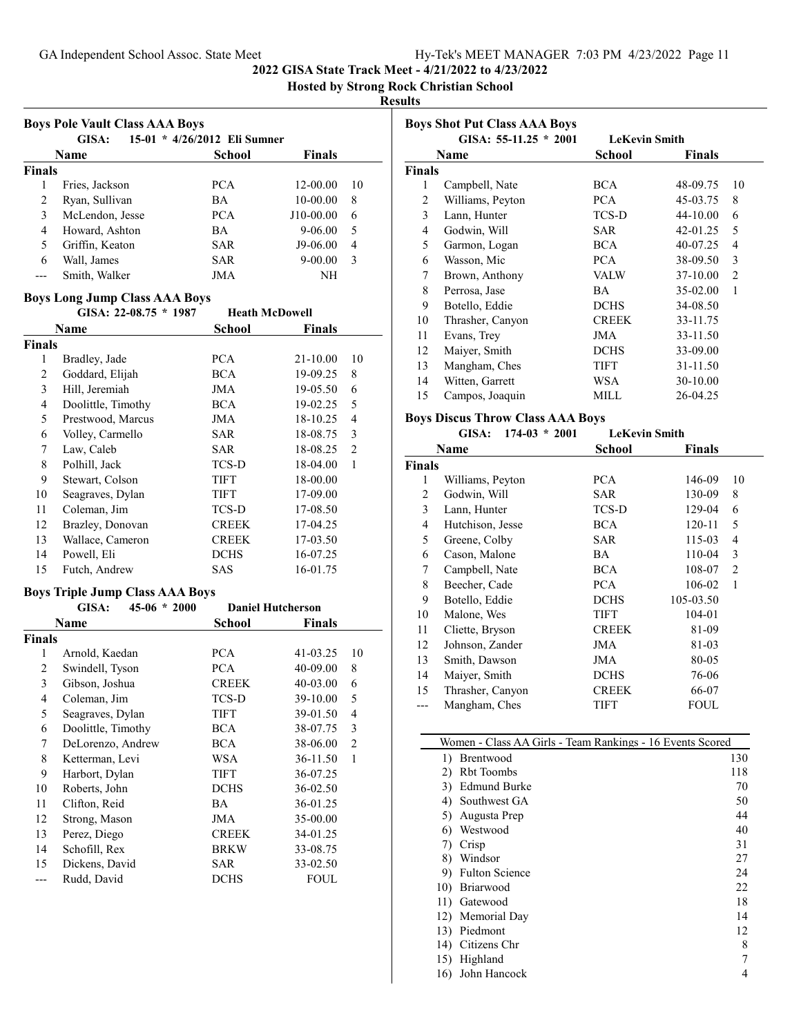2022 GISA State Track Meet - 4/21/2022 to 4/23/2022

Hosted by Strong Rock Christian School

**Results**

### Boys Pole Vault Class AAA Boys

GISA: 15-01 * 4/26/2012 Eli Sumner

| | Name | School | Finals | |
|---|---|---|---|---|
| **Finals** | | | | |
| 1 | Fries, Jackson | PCA | 12-00.00 | 10 |
| 2 | Ryan, Sullivan | BA | 10-00.00 | 8 |
| 3 | McLendon, Jesse | PCA | J10-00.00 | 6 |
| 4 | Howard, Ashton | BA | 9-06.00 | 5 |
| 5 | Griffin, Keaton | SAR | J9-06.00 | 4 |
| 6 | Wall, James | SAR | 9-00.00 | 3 |
| --- | Smith, Walker | JMA | NH | |

### Boys Long Jump Class AAA Boys

GISA: 22-08.75 * 1987 Heath McDowell

| | Name | School | Finals | |
|---|---|---|---|---|
| **Finals** | | | | |
| 1 | Bradley, Jade | PCA | 21-10.00 | 10 |
| 2 | Goddard, Elijah | BCA | 19-09.25 | 8 |
| 3 | Hill, Jeremiah | JMA | 19-05.50 | 6 |
| 4 | Doolittle, Timothy | BCA | 19-02.25 | 5 |
| 5 | Prestwood, Marcus | JMA | 18-10.25 | 4 |
| 6 | Volley, Carmello | SAR | 18-08.75 | 3 |
| 7 | Law, Caleb | SAR | 18-08.25 | 2 |
| 8 | Polhill, Jack | TCS-D | 18-04.00 | 1 |
| 9 | Stewart, Colson | TIFT | 18-00.00 | |
| 10 | Seagraves, Dylan | TIFT | 17-09.00 | |
| 11 | Coleman, Jim | TCS-D | 17-08.50 | |
| 12 | Brazley, Donovan | CREEK | 17-04.25 | |
| 13 | Wallace, Cameron | CREEK | 17-03.50 | |
| 14 | Powell, Eli | DCHS | 16-07.25 | |
| 15 | Futch, Andrew | SAS | 16-01.75 | |

### Boys Triple Jump Class AAA Boys

GISA: 45-06 * 2000 Daniel Hutcherson

| | Name | School | Finals | |
|---|---|---|---|---|
| **Finals** | | | | |
| 1 | Arnold, Kaedan | PCA | 41-03.25 | 10 |
| 2 | Swindell, Tyson | PCA | 40-09.00 | 8 |
| 3 | Gibson, Joshua | CREEK | 40-03.00 | 6 |
| 4 | Coleman, Jim | TCS-D | 39-10.00 | 5 |
| 5 | Seagraves, Dylan | TIFT | 39-01.50 | 4 |
| 6 | Doolittle, Timothy | BCA | 38-07.75 | 3 |
| 7 | DeLorenzo, Andrew | BCA | 38-06.00 | 2 |
| 8 | Ketterman, Levi | WSA | 36-11.50 | 1 |
| 9 | Harbort, Dylan | TIFT | 36-07.25 | |
| 10 | Roberts, John | DCHS | 36-02.50 | |
| 11 | Clifton, Reid | BA | 36-01.25 | |
| 12 | Strong, Mason | JMA | 35-00.00 | |
| 13 | Perez, Diego | CREEK | 34-01.25 | |
| 14 | Schofill, Rex | BRKW | 33-08.75 | |
| 15 | Dickens, David | SAR | 33-02.50 | |
| --- | Rudd, David | DCHS | FOUL | |

### Boys Shot Put Class AAA Boys

GISA: 55-11.25 * 2001 LeKevin Smith

| | Name | School | Finals | |
|---|---|---|---|---|
| **Finals** | | | | |
| 1 | Campbell, Nate | BCA | 48-09.75 | 10 |
| 2 | Williams, Peyton | PCA | 45-03.75 | 8 |
| 3 | Lann, Hunter | TCS-D | 44-10.00 | 6 |
| 4 | Godwin, Will | SAR | 42-01.25 | 5 |
| 5 | Garmon, Logan | BCA | 40-07.25 | 4 |
| 6 | Wasson, Mic | PCA | 38-09.50 | 3 |
| 7 | Brown, Anthony | VALW | 37-10.00 | 2 |
| 8 | Perrosa, Jase | BA | 35-02.00 | 1 |
| 9 | Botello, Eddie | DCHS | 34-08.50 | |
| 10 | Thrasher, Canyon | CREEK | 33-11.75 | |
| 11 | Evans, Trey | JMA | 33-11.50 | |
| 12 | Maiyer, Smith | DCHS | 33-09.00 | |
| 13 | Mangham, Ches | TIFT | 31-11.50 | |
| 14 | Witten, Garrett | WSA | 30-10.00 | |
| 15 | Campos, Joaquin | MILL | 26-04.25 | |

### Boys Discus Throw Class AAA Boys

GISA: 174-03 * 2001 LeKevin Smith

| | Name | School | Finals | |
|---|---|---|---|---|
| **Finals** | | | | |
| 1 | Williams, Peyton | PCA | 146-09 | 10 |
| 2 | Godwin, Will | SAR | 130-09 | 8 |
| 3 | Lann, Hunter | TCS-D | 129-04 | 6 |
| 4 | Hutchison, Jesse | BCA | 120-11 | 5 |
| 5 | Greene, Colby | SAR | 115-03 | 4 |
| 6 | Cason, Malone | BA | 110-04 | 3 |
| 7 | Campbell, Nate | BCA | 108-07 | 2 |
| 8 | Beecher, Cade | PCA | 106-02 | 1 |
| 9 | Botello, Eddie | DCHS | 105-03.50 | |
| 10 | Malone, Wes | TIFT | 104-01 | |
| 11 | Cliette, Bryson | CREEK | 81-09 | |
| 12 | Johnson, Zander | JMA | 81-03 | |
| 13 | Smith, Dawson | JMA | 80-05 | |
| 14 | Maiyer, Smith | DCHS | 76-06 | |
| 15 | Thrasher, Canyon | CREEK | 66-07 | |
| --- | Mangham, Ches | TIFT | FOUL | |

### Women - Class AA Girls - Team Rankings - 16 Events Scored

| Rank | Team | Points |
|---|---|---|
| 1) | Brentwood | 130 |
| 2) | Rbt Toombs | 118 |
| 3) | Edmund Burke | 70 |
| 4) | Southwest GA | 50 |
| 5) | Augusta Prep | 44 |
| 6) | Westwood | 40 |
| 7) | Crisp | 31 |
| 8) | Windsor | 27 |
| 9) | Fulton Science | 24 |
| 10) | Briarwood | 22 |
| 11) | Gatewood | 18 |
| 12) | Memorial Day | 14 |
| 13) | Piedmont | 12 |
| 14) | Citizens Chr | 8 |
| 15) | Highland | 7 |
| 16) | John Hancock | 4 |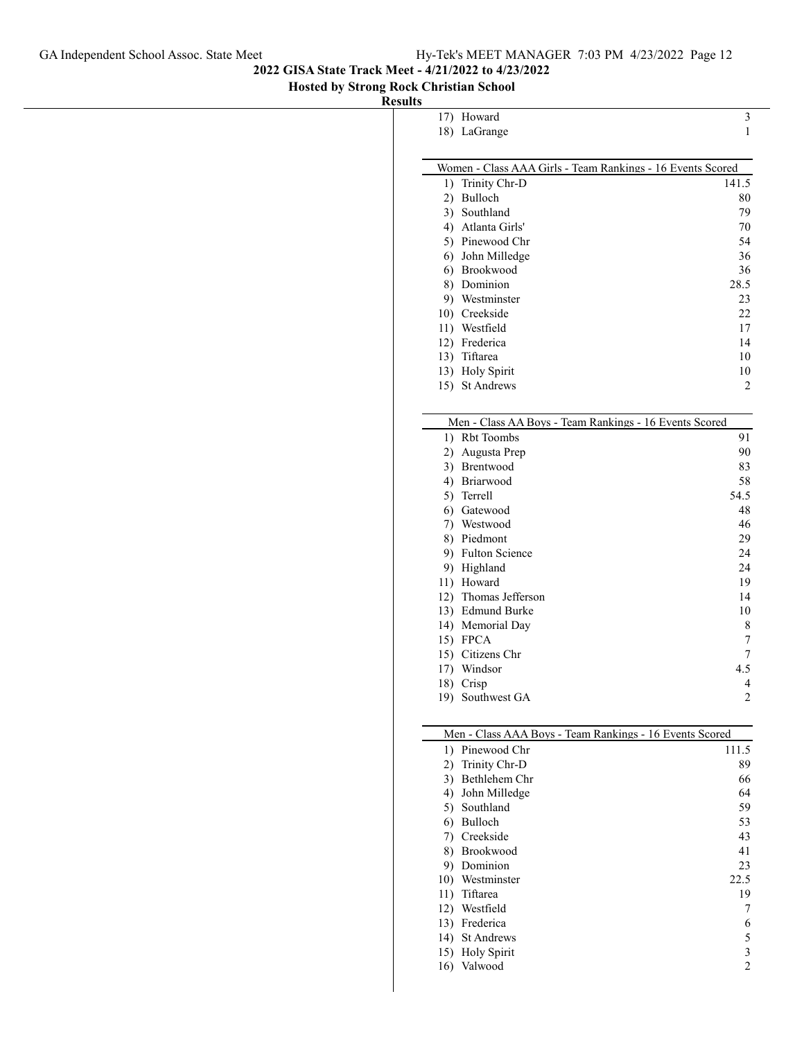**2022 GISA State Track Meet - 4/21/2022 to 4/23/2022**

**Hosted by Strong Rock Christian School**

**Results**

| Rank | Team | Points |
|---|---|---|
| 17) | Howard | 3 |
| 18) | LaGrange | 1 |

**Women - Class AAA Girls - Team Rankings - 16 Events Scored**

| Rank | Team | Points |
|---|---|---|
| 1) | Trinity Chr-D | 141.5 |
| 2) | Bulloch | 80 |
| 3) | Southland | 79 |
| 4) | Atlanta Girls' | 70 |
| 5) | Pinewood Chr | 54 |
| 6) | John Milledge | 36 |
| 6) | Brookwood | 36 |
| 8) | Dominion | 28.5 |
| 9) | Westminster | 23 |
| 10) | Creekside | 22 |
| 11) | Westfield | 17 |
| 12) | Frederica | 14 |
| 13) | Tiftarea | 10 |
| 13) | Holy Spirit | 10 |
| 15) | St Andrews | 2 |

**Men - Class AA Boys - Team Rankings - 16 Events Scored**

| Rank | Team | Points |
|---|---|---|
| 1) | Rbt Toombs | 91 |
| 2) | Augusta Prep | 90 |
| 3) | Brentwood | 83 |
| 4) | Briarwood | 58 |
| 5) | Terrell | 54.5 |
| 6) | Gatewood | 48 |
| 7) | Westwood | 46 |
| 8) | Piedmont | 29 |
| 9) | Fulton Science | 24 |
| 9) | Highland | 24 |
| 11) | Howard | 19 |
| 12) | Thomas Jefferson | 14 |
| 13) | Edmund Burke | 10 |
| 14) | Memorial Day | 8 |
| 15) | FPCA | 7 |
| 15) | Citizens Chr | 7 |
| 17) | Windsor | 4.5 |
| 18) | Crisp | 4 |
| 19) | Southwest GA | 2 |

**Men - Class AAA Boys - Team Rankings - 16 Events Scored**

| Rank | Team | Points |
|---|---|---|
| 1) | Pinewood Chr | 111.5 |
| 2) | Trinity Chr-D | 89 |
| 3) | Bethlehem Chr | 66 |
| 4) | John Milledge | 64 |
| 5) | Southland | 59 |
| 6) | Bulloch | 53 |
| 7) | Creekside | 43 |
| 8) | Brookwood | 41 |
| 9) | Dominion | 23 |
| 10) | Westminster | 22.5 |
| 11) | Tiftarea | 19 |
| 12) | Westfield | 7 |
| 13) | Frederica | 6 |
| 14) | St Andrews | 5 |
| 15) | Holy Spirit | 3 |
| 16) | Valwood | 2 |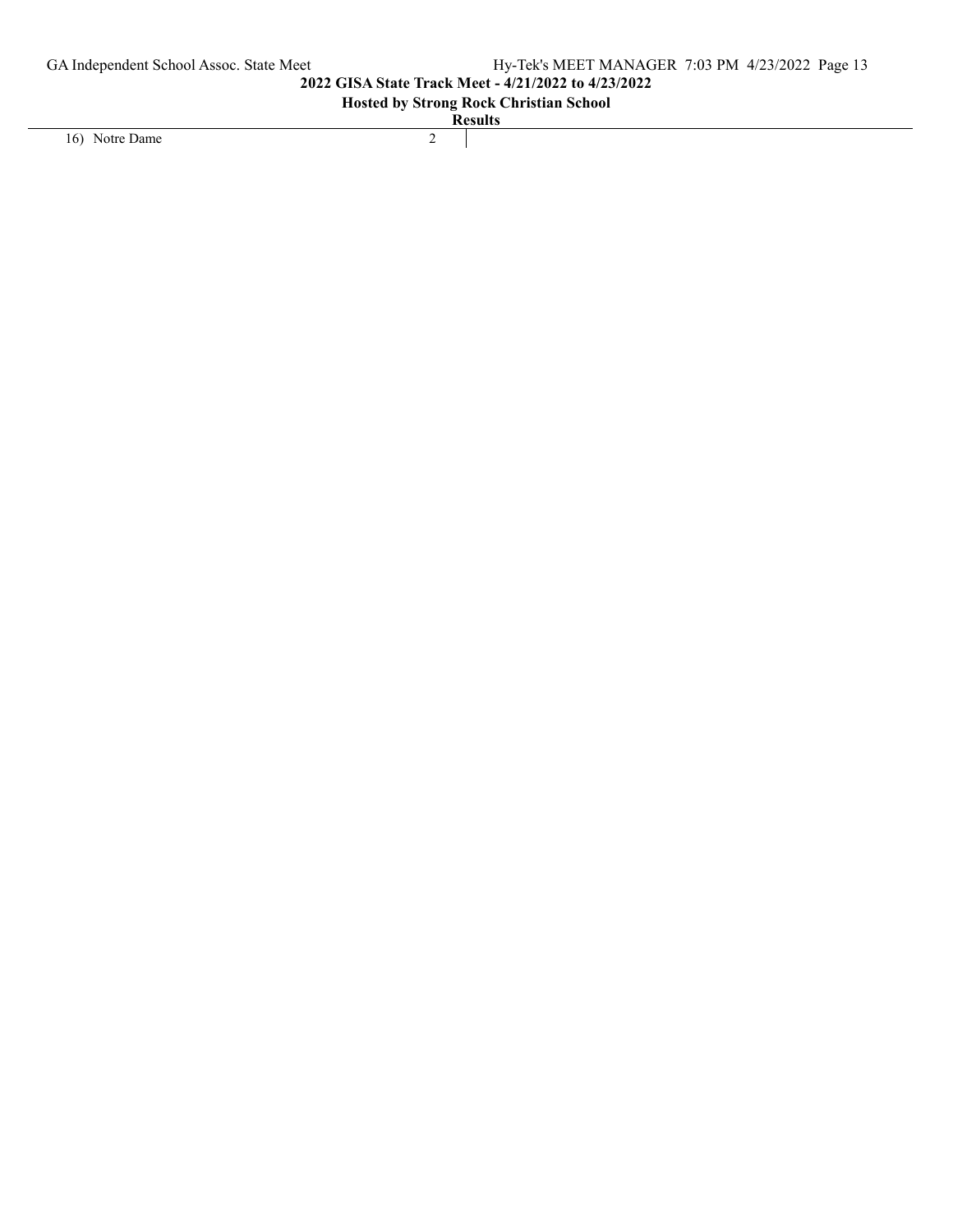| | | |
|---|---|---|
| 16) Notre Dame | 2 | |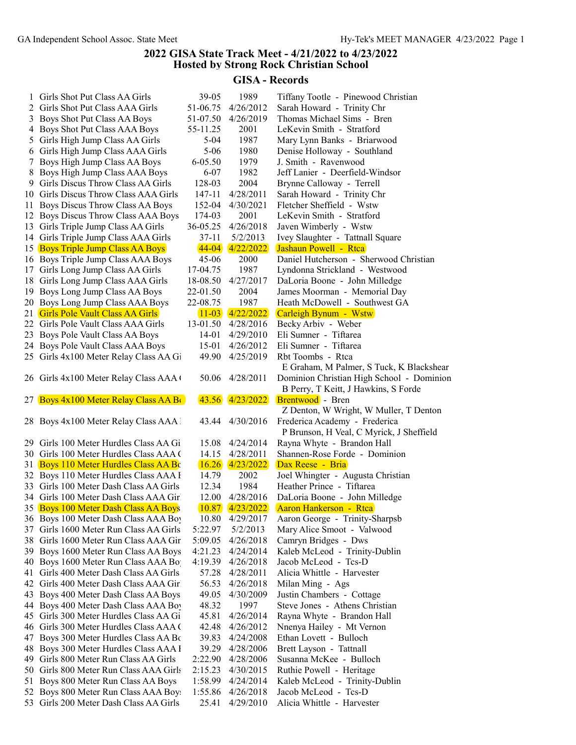# 2022 GISA State Track Meet - 4/21/2022 to 4/23/2022
## Hosted by Strong Rock Christian School

### GISA - Records

| # | Event | Mark | Date | Name - School |
|---|---|---|---|---|
| 1 | Girls Shot Put Class AA Girls | 39-05 | 1989 | Tiffany Tootle - Pinewood Christian |
| 2 | Girls Shot Put Class AAA Girls | 51-06.75 | 4/26/2012 | Sarah Howard - Trinity Chr |
| 3 | Boys Shot Put Class AA Boys | 51-07.50 | 4/26/2019 | Thomas Michael Sims - Bren |
| 4 | Boys Shot Put Class AAA Boys | 55-11.25 | 2001 | LeKevin Smith - Stratford |
| 5 | Girls High Jump Class AA Girls | 5-04 | 1987 | Mary Lynn Banks - Briarwood |
| 6 | Girls High Jump Class AAA Girls | 5-06 | 1980 | Denise Holloway - Southland |
| 7 | Boys High Jump Class AA Boys | 6-05.50 | 1979 | J. Smith - Ravenwood |
| 8 | Boys High Jump Class AAA Boys | 6-07 | 1982 | Jeff Lanier - Deerfield-Windsor |
| 9 | Girls Discus Throw Class AA Girls | 128-03 | 2004 | Brynne Calloway - Terrell |
| 10 | Girls Discus Throw Class AAA Girls | 147-11 | 4/28/2011 | Sarah Howard - Trinity Chr |
| 11 | Boys Discus Throw Class AA Boys | 152-04 | 4/30/2021 | Fletcher Sheffield - Wstw |
| 12 | Boys Discus Throw Class AAA Boys | 174-03 | 2001 | LeKevin Smith - Stratford |
| 13 | Girls Triple Jump Class AA Girls | 36-05.25 | 4/26/2018 | Javen Wimberly - Wstw |
| 14 | Girls Triple Jump Class AAA Girls | 37-11 | 5/2/2013 | Ivey Slaughter - Tattnall Square |
| 15 | Boys Triple Jump Class AA Boys | 44-04 | 4/22/2022 | Jashaun Powell - Rtca |
| 16 | Boys Triple Jump Class AAA Boys | 45-06 | 2000 | Daniel Hutcherson - Sherwood Christian |
| 17 | Girls Long Jump Class AA Girls | 17-04.75 | 1987 | Lyndonna Strickland - Westwood |
| 18 | Girls Long Jump Class AAA Girls | 18-08.50 | 4/27/2017 | DaLoria Boone - John Milledge |
| 19 | Boys Long Jump Class AA Boys | 22-01.50 | 2004 | James Moorman - Memorial Day |
| 20 | Boys Long Jump Class AAA Boys | 22-08.75 | 1987 | Heath McDowell - Southwest GA |
| 21 | Girls Pole Vault Class AA Girls | 11-03 | 4/22/2022 | Carleigh Bynum - Wstw |
| 22 | Girls Pole Vault Class AAA Girls | 13-01.50 | 4/28/2016 | Becky Arbiv - Weber |
| 23 | Boys Pole Vault Class AA Boys | 14-01 | 4/29/2010 | Eli Sumner - Tiftarea |
| 24 | Boys Pole Vault Class AAA Boys | 15-01 | 4/26/2012 | Eli Sumner - Tiftarea |
| 25 | Girls 4x100 Meter Relay Class AA Gi | 49.90 | 4/25/2019 | Rbt Toombs - Rtca<br>E Graham, M Palmer, S Tuck, K Blackshear |
| 26 | Girls 4x100 Meter Relay Class AAA ( | 50.06 | 4/28/2011 | Dominion Christian High School - Dominion<br>B Perry, T Keitt, J Hawkins, S Forde |
| 27 | Boys 4x100 Meter Relay Class AA Bo | 43.56 | 4/23/2022 | Brentwood - Bren<br>Z Denton, W Wright, W Muller, T Denton |
| 28 | Boys 4x100 Meter Relay Class AAA | 43.44 | 4/30/2016 | Frederica Academy - Frederica<br>P Brunson, H Veal, C Myrick, J Sheffield |
| 29 | Girls 100 Meter Hurdles Class AA Gi | 15.08 | 4/24/2014 | Rayna Whyte - Brandon Hall |
| 30 | Girls 100 Meter Hurdles Class AAA ( | 14.15 | 4/28/2011 | Shannen-Rose Forde - Dominion |
| 31 | Boys 110 Meter Hurdles Class AA Bo | 16.26 | 4/23/2022 | Dax Reese - Bria |
| 32 | Boys 110 Meter Hurdles Class AAA I | 14.79 | 2002 | Joel Whingter - Augusta Christian |
| 33 | Girls 100 Meter Dash Class AA Girls | 12.34 | 1984 | Heather Prince - Tiftarea |
| 34 | Girls 100 Meter Dash Class AAA Gir | 12.00 | 4/28/2016 | DaLoria Boone - John Milledge |
| 35 | Boys 100 Meter Dash Class AA Boys | 10.87 | 4/23/2022 | Aaron Hankerson - Rtca |
| 36 | Boys 100 Meter Dash Class AAA Boy | 10.80 | 4/29/2017 | Aaron George - Trinity-Sharpsb |
| 37 | Girls 1600 Meter Run Class AA Girls | 5:22.97 | 5/2/2013 | Mary Alice Smoot - Valwood |
| 38 | Girls 1600 Meter Run Class AAA Gir | 5:09.05 | 4/26/2018 | Camryn Bridges - Dws |
| 39 | Boys 1600 Meter Run Class AA Boys | 4:21.23 | 4/24/2014 | Kaleb McLeod - Trinity-Dublin |
| 40 | Boys 1600 Meter Run Class AAA Bo | 4:19.39 | 4/26/2018 | Jacob McLeod - Tcs-D |
| 41 | Girls 400 Meter Dash Class AA Girls | 57.28 | 4/28/2011 | Alicia Whittle - Harvester |
| 42 | Girls 400 Meter Dash Class AAA Gir | 56.53 | 4/26/2018 | Milan Ming - Ags |
| 43 | Boys 400 Meter Dash Class AA Boys | 49.05 | 4/30/2009 | Justin Chambers - Cottage |
| 44 | Boys 400 Meter Dash Class AAA Boy | 48.32 | 1997 | Steve Jones - Athens Christian |
| 45 | Girls 300 Meter Hurdles Class AA Gi | 45.81 | 4/26/2014 | Rayna Whyte - Brandon Hall |
| 46 | Girls 300 Meter Hurdles Class AAA ( | 42.48 | 4/26/2012 | Nnenya Hailey - Mt Vernon |
| 47 | Boys 300 Meter Hurdles Class AA Bo | 39.83 | 4/24/2008 | Ethan Lovett - Bulloch |
| 48 | Boys 300 Meter Hurdles Class AAA I | 39.29 | 4/28/2006 | Brett Layson - Tattnall |
| 49 | Girls 800 Meter Run Class AA Girls | 2:22.90 | 4/28/2006 | Susanna McKee - Bulloch |
| 50 | Girls 800 Meter Run Class AAA Girls | 2:15.23 | 4/30/2015 | Ruthie Powell - Heritage |
| 51 | Boys 800 Meter Run Class AA Boys | 1:58.99 | 4/24/2014 | Kaleb McLeod - Trinity-Dublin |
| 52 | Boys 800 Meter Run Class AAA Boys | 1:55.86 | 4/26/2018 | Jacob McLeod - Tcs-D |
| 53 | Girls 200 Meter Dash Class AA Girls | 25.41 | 4/29/2010 | Alicia Whittle - Harvester |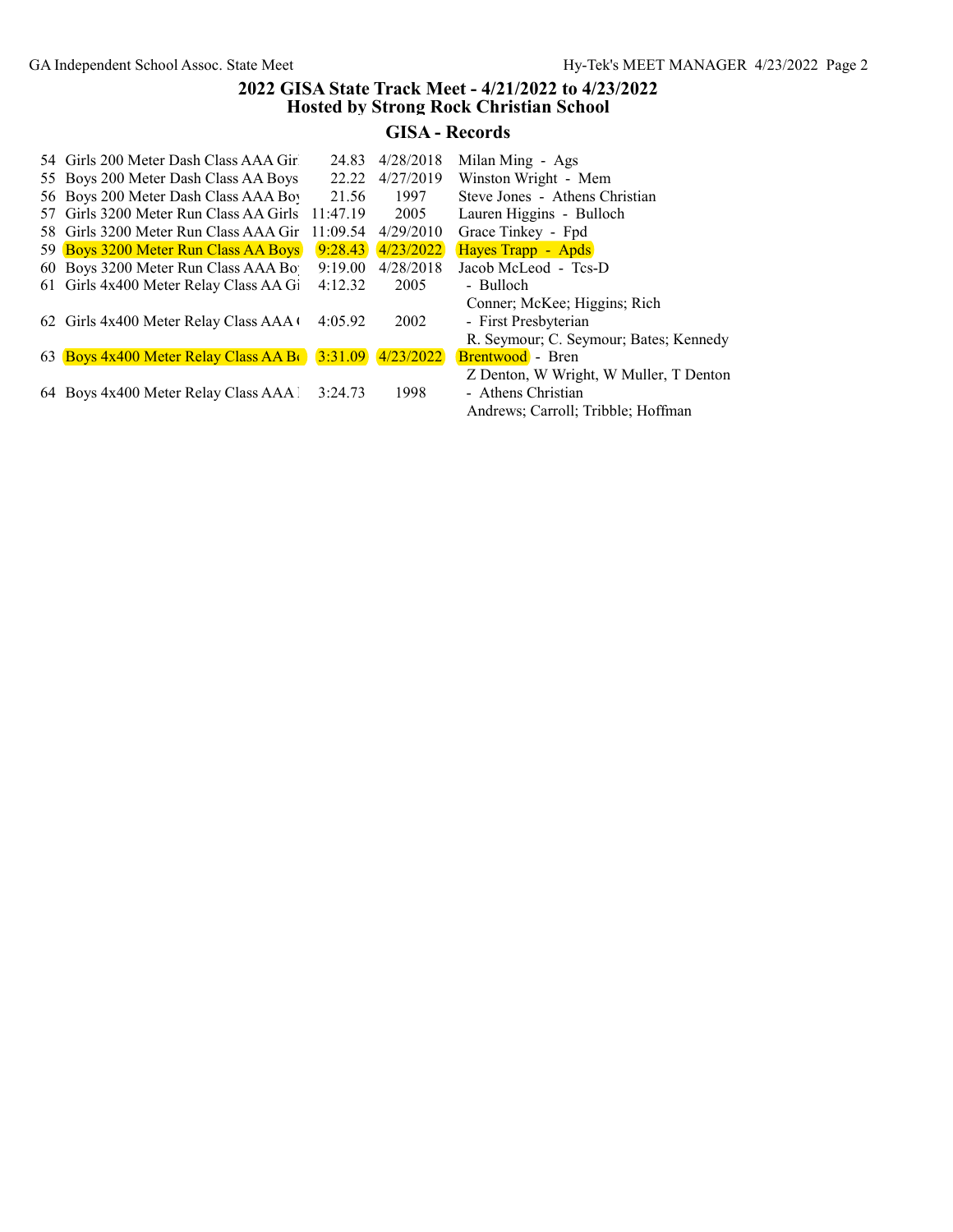## 2022 GISA State Track Meet - 4/21/2022 to 4/23/2022
## Hosted by Strong Rock Christian School

### GISA - Records

| # | Event | Mark | Date | Holder |
|---|---|---|---|---|
| 54 | Girls 200 Meter Dash Class AAA Gir | 24.83 | 4/28/2018 | Milan Ming - Ags |
| 55 | Boys 200 Meter Dash Class AA Boys | 22.22 | 4/27/2019 | Winston Wright - Mem |
| 56 | Boys 200 Meter Dash Class AAA Boy | 21.56 | 1997 | Steve Jones - Athens Christian |
| 57 | Girls 3200 Meter Run Class AA Girls | 11:47.19 | 2005 | Lauren Higgins - Bulloch |
| 58 | Girls 3200 Meter Run Class AAA Gir | 11:09.54 | 4/29/2010 | Grace Tinkey - Fpd |
| 59 | Boys 3200 Meter Run Class AA Boys | 9:28.43 | 4/23/2022 | Hayes Trapp - Apds |
| 60 | Boys 3200 Meter Run Class AAA Bo | 9:19.00 | 4/28/2018 | Jacob McLeod - Tcs-D |
| 61 | Girls 4x400 Meter Relay Class AA Gi | 4:12.32 | 2005 | - Bulloch<br>Conner; McKee; Higgins; Rich |
| 62 | Girls 4x400 Meter Relay Class AAA ( | 4:05.92 | 2002 | - First Presbyterian<br>R. Seymour; C. Seymour; Bates; Kennedy |
| 63 | Boys 4x400 Meter Relay Class AA Bo | 3:31.09 | 4/23/2022 | Brentwood - Bren<br>Z Denton, W Wright, W Muller, T Denton |
| 64 | Boys 4x400 Meter Relay Class AAA | 3:24.73 | 1998 | - Athens Christian<br>Andrews; Carroll; Tribble; Hoffman |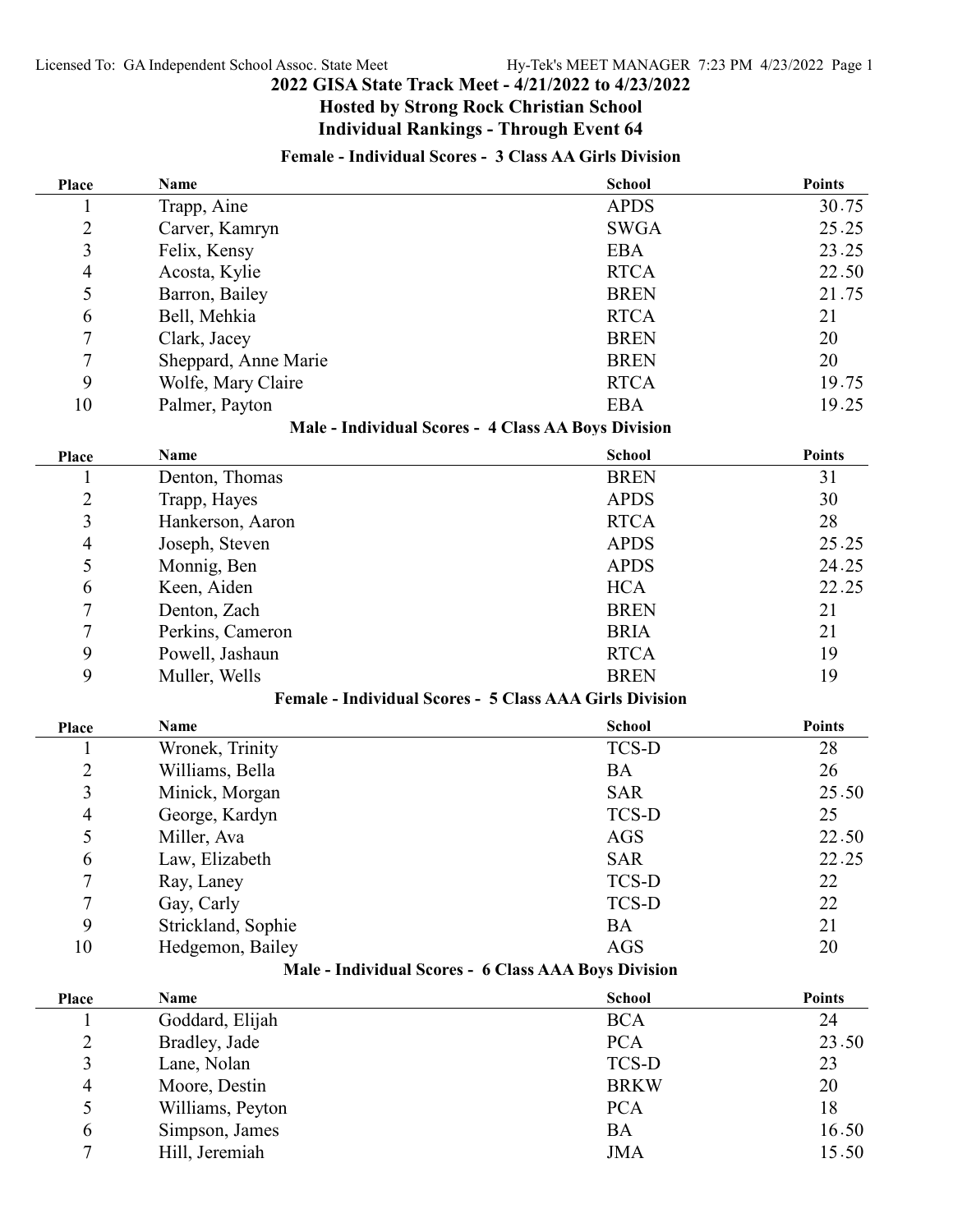## 2022 GISA State Track Meet - 4/21/2022 to 4/23/2022

### Hosted by Strong Rock Christian School

### Individual Rankings - Through Event 64

#### Female - Individual Scores - 3 Class AA Girls Division

| Place | Name | School | Points |
|---|---|---|---|
| 1 | Trapp, Aine | APDS | 30.75 |
| 2 | Carver, Kamryn | SWGA | 25.25 |
| 3 | Felix, Kensy | EBA | 23.25 |
| 4 | Acosta, Kylie | RTCA | 22.50 |
| 5 | Barron, Bailey | BREN | 21.75 |
| 6 | Bell, Mehkia | RTCA | 21 |
| 7 | Clark, Jacey | BREN | 20 |
| 7 | Sheppard, Anne Marie | BREN | 20 |
| 9 | Wolfe, Mary Claire | RTCA | 19.75 |
| 10 | Palmer, Payton | EBA | 19.25 |

#### Male - Individual Scores - 4 Class AA Boys Division

| Place | Name | School | Points |
|---|---|---|---|
| 1 | Denton, Thomas | BREN | 31 |
| 2 | Trapp, Hayes | APDS | 30 |
| 3 | Hankerson, Aaron | RTCA | 28 |
| 4 | Joseph, Steven | APDS | 25.25 |
| 5 | Monnig, Ben | APDS | 24.25 |
| 6 | Keen, Aiden | HCA | 22.25 |
| 7 | Denton, Zach | BREN | 21 |
| 7 | Perkins, Cameron | BRIA | 21 |
| 9 | Powell, Jashaun | RTCA | 19 |
| 9 | Muller, Wells | BREN | 19 |

#### Female - Individual Scores - 5 Class AAA Girls Division

| Place | Name | School | Points |
|---|---|---|---|
| 1 | Wronek, Trinity | TCS-D | 28 |
| 2 | Williams, Bella | BA | 26 |
| 3 | Minick, Morgan | SAR | 25.50 |
| 4 | George, Kardyn | TCS-D | 25 |
| 5 | Miller, Ava | AGS | 22.50 |
| 6 | Law, Elizabeth | SAR | 22.25 |
| 7 | Ray, Laney | TCS-D | 22 |
| 7 | Gay, Carly | TCS-D | 22 |
| 9 | Strickland, Sophie | BA | 21 |
| 10 | Hedgemon, Bailey | AGS | 20 |

#### Male - Individual Scores - 6 Class AAA Boys Division

| Place | Name | School | Points |
|---|---|---|---|
| 1 | Goddard, Elijah | BCA | 24 |
| 2 | Bradley, Jade | PCA | 23.50 |
| 3 | Lane, Nolan | TCS-D | 23 |
| 4 | Moore, Destin | BRKW | 20 |
| 5 | Williams, Peyton | PCA | 18 |
| 6 | Simpson, James | BA | 16.50 |
| 7 | Hill, Jeremiah | JMA | 15.50 |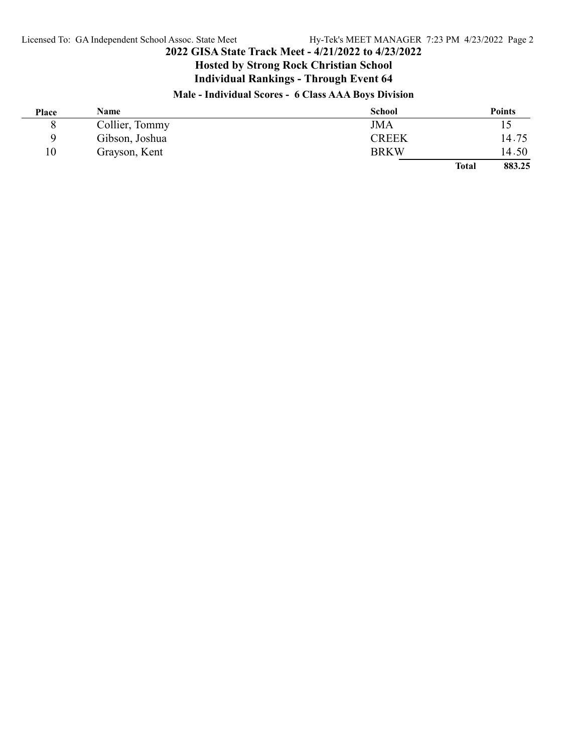## 2022 GISA State Track Meet - 4/21/2022 to 4/23/2022

### Hosted by Strong Rock Christian School

### Individual Rankings - Through Event 64

#### Male - Individual Scores - 6 Class AAA Boys Division

| Place | Name | School | Points |
|---|---|---|---|
| 8 | Collier, Tommy | JMA | 15 |
| 9 | Gibson, Joshua | CREEK | 14.75 |
| 10 | Grayson, Kent | BRKW | 14.50 |
| | | **Total** | **883.25** |